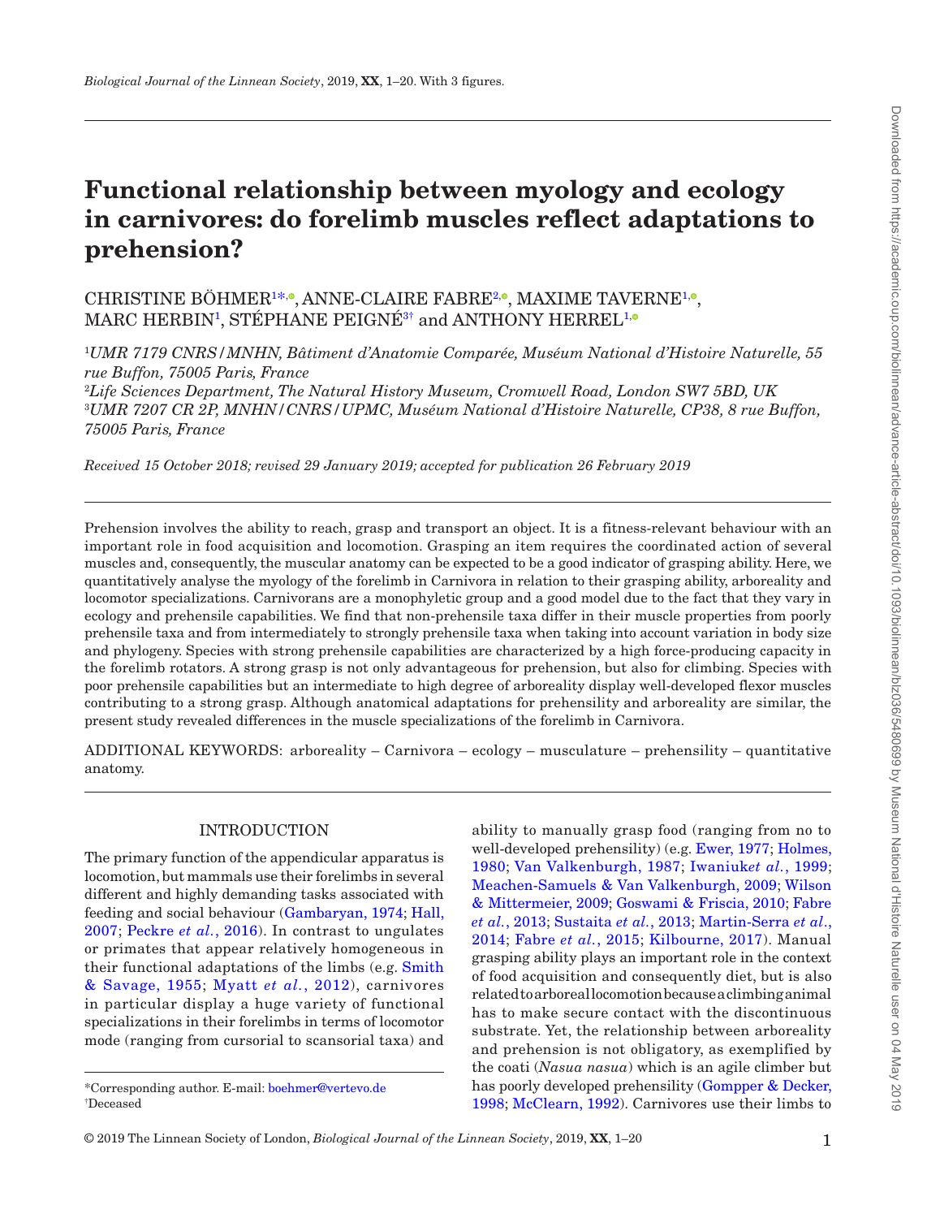# Functional relationship between myology and ecology in carnivores: do forelimb muscles reflect adaptations to prehension?

CHRISTINE BÖHMER[1*], ANNE-CLAIRE FABRE[2], MAXIME TAVERNE[1], MARC HERBIN[1], STÉPHANE PEIGNÉ[3†] and ANTHONY HERREL[1]

[1]*UMR 7179 CNRS/MNHN, Bâtiment d'Anatomie Comparée, Muséum National d'Histoire Naturelle, 55 rue Buffon, 75005 Paris, France*
[2]*Life Sciences Department, The Natural History Museum, Cromwell Road, London SW7 5BD, UK*
[3]*UMR 7207 CR 2P, MNHN/CNRS/UPMC, Muséum National d'Histoire Naturelle, CP38, 8 rue Buffon, 75005 Paris, France*

*Received 15 October 2018; revised 29 January 2019; accepted for publication 26 February 2019*

Prehension involves the ability to reach, grasp and transport an object. It is a fitness-relevant behaviour with an important role in food acquisition and locomotion. Grasping an item requires the coordinated action of several muscles and, consequently, the muscular anatomy can be expected to be a good indicator of grasping ability. Here, we quantitatively analyse the myology of the forelimb in Carnivora in relation to their grasping ability, arboreality and locomotor specializations. Carnivorans are a monophyletic group and a good model due to the fact that they vary in ecology and prehensile capabilities. We find that non-prehensile taxa differ in their muscle properties from poorly prehensile taxa and from intermediately to strongly prehensile taxa when taking into account variation in body size and phylogeny. Species with strong prehensile capabilities are characterized by a high force-producing capacity in the forelimb rotators. A strong grasp is not only advantageous for prehension, but also for climbing. Species with poor prehensile capabilities but an intermediate to high degree of arboreality display well-developed flexor muscles contributing to a strong grasp. Although anatomical adaptations for prehensility and arboreality are similar, the present study revealed differences in the muscle specializations of the forelimb in Carnivora.

ADDITIONAL KEYWORDS: arboreality – Carnivora – ecology – musculature – prehensility – quantitative anatomy.

## INTRODUCTION

The primary function of the appendicular apparatus is locomotion, but mammals use their forelimbs in several different and highly demanding tasks associated with feeding and social behaviour (Gambaryan, 1974; Hall, 2007; Peckre *et al.*, 2016). In contrast to ungulates or primates that appear relatively homogeneous in their functional adaptations of the limbs (e.g. Smith & Savage, 1955; Myatt *et al.*, 2012), carnivores in particular display a huge variety of functional specializations in their forelimbs in terms of locomotor mode (ranging from cursorial to scansorial taxa) and ability to manually grasp food (ranging from no to well-developed prehensility) (e.g. Ewer, 1977; Holmes, 1980; Van Valkenburgh, 1987; Iwaniuk*et al.*, 1999; Meachen-Samuels & Van Valkenburgh, 2009; Wilson & Mittermeier, 2009; Goswami & Friscia, 2010; Fabre *et al.*, 2013; Sustaita *et al.*, 2013; Martin-Serra *et al.*, 2014; Fabre *et al.*, 2015; Kilbourne, 2017). Manual grasping ability plays an important role in the context of food acquisition and consequently diet, but is also related to arboreal locomotion because a climbing animal has to make secure contact with the discontinuous substrate. Yet, the relationship between arboreality and prehension is not obligatory, as exemplified by the coati (*Nasua nasua*) which is an agile climber but has poorly developed prehensility (Gompper & Decker, 1998; McClearn, 1992). Carnivores use their limbs to

*Corresponding author. E-mail: boehmer@vertevo.de
†Deceased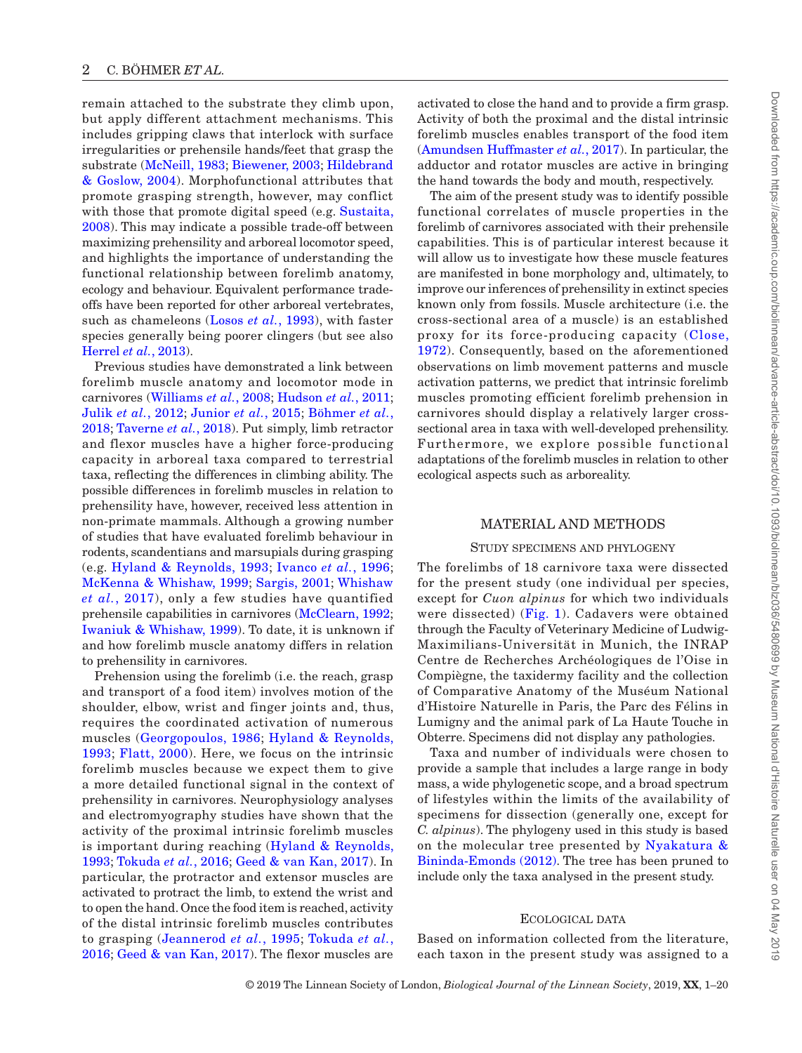remain attached to the substrate they climb upon, but apply different attachment mechanisms. This includes gripping claws that interlock with surface irregularities or prehensile hands/feet that grasp the substrate (McNeill, 1983; Biewener, 2003; Hildebrand & Goslow, 2004). Morphofunctional attributes that promote grasping strength, however, may conflict with those that promote digital speed (e.g. Sustaita, 2008). This may indicate a possible trade-off between maximizing prehensility and arboreal locomotor speed, and highlights the importance of understanding the functional relationship between forelimb anatomy, ecology and behaviour. Equivalent performance trade-offs have been reported for other arboreal vertebrates, such as chameleons (Losos *et al.*, 1993), with faster species generally being poorer clingers (but see also Herrel *et al.*, 2013).

Previous studies have demonstrated a link between forelimb muscle anatomy and locomotor mode in carnivores (Williams *et al.*, 2008; Hudson *et al.*, 2011; Julik *et al.*, 2012; Junior *et al.*, 2015; Böhmer *et al.*, 2018; Taverne *et al.*, 2018). Put simply, limb retractor and flexor muscles have a higher force-producing capacity in arboreal taxa compared to terrestrial taxa, reflecting the differences in climbing ability. The possible differences in forelimb muscles in relation to prehensility have, however, received less attention in non-primate mammals. Although a growing number of studies that have evaluated forelimb behaviour in rodents, scandentians and marsupials during grasping (e.g. Hyland & Reynolds, 1993; Ivanco *et al.*, 1996; McKenna & Whishaw, 1999; Sargis, 2001; Whishaw *et al.*, 2017), only a few studies have quantified prehensile capabilities in carnivores (McClearn, 1992; Iwaniuk & Whishaw, 1999). To date, it is unknown if and how forelimb muscle anatomy differs in relation to prehensility in carnivores.

Prehension using the forelimb (i.e. the reach, grasp and transport of a food item) involves motion of the shoulder, elbow, wrist and finger joints and, thus, requires the coordinated activation of numerous muscles (Georgopoulos, 1986; Hyland & Reynolds, 1993; Flatt, 2000). Here, we focus on the intrinsic forelimb muscles because we expect them to give a more detailed functional signal in the context of prehensility in carnivores. Neurophysiology analyses and electromyography studies have shown that the activity of the proximal intrinsic forelimb muscles is important during reaching (Hyland & Reynolds, 1993; Tokuda *et al.*, 2016; Geed & van Kan, 2017). In particular, the protractor and extensor muscles are activated to protract the limb, to extend the wrist and to open the hand. Once the food item is reached, activity of the distal intrinsic forelimb muscles contributes to grasping (Jeannerod *et al.*, 1995; Tokuda *et al.*, 2016; Geed & van Kan, 2017). The flexor muscles are activated to close the hand and to provide a firm grasp. Activity of both the proximal and the distal intrinsic forelimb muscles enables transport of the food item (Amundsen Huffmaster *et al.*, 2017). In particular, the adductor and rotator muscles are active in bringing the hand towards the body and mouth, respectively.

The aim of the present study was to identify possible functional correlates of muscle properties in the forelimb of carnivores associated with their prehensile capabilities. This is of particular interest because it will allow us to investigate how these muscle features are manifested in bone morphology and, ultimately, to improve our inferences of prehensility in extinct species known only from fossils. Muscle architecture (i.e. the cross-sectional area of a muscle) is an established proxy for its force-producing capacity (Close, 1972). Consequently, based on the aforementioned observations on limb movement patterns and muscle activation patterns, we predict that intrinsic forelimb muscles promoting efficient forelimb prehension in carnivores should display a relatively larger cross-sectional area in taxa with well-developed prehensility. Furthermore, we explore possible functional adaptations of the forelimb muscles in relation to other ecological aspects such as arboreality.

## MATERIAL AND METHODS

### Study specimens and phylogeny

The forelimbs of 18 carnivore taxa were dissected for the present study (one individual per species, except for *Cuon alpinus* for which two individuals were dissected) (Fig. 1). Cadavers were obtained through the Faculty of Veterinary Medicine of Ludwig-Maximilians-Universität in Munich, the INRAP Centre de Recherches Archéologiques de l'Oise in Compiègne, the taxidermy facility and the collection of Comparative Anatomy of the Muséum National d'Histoire Naturelle in Paris, the Parc des Félins in Lumigny and the animal park of La Haute Touche in Obterre. Specimens did not display any pathologies.

Taxa and number of individuals were chosen to provide a sample that includes a large range in body mass, a wide phylogenetic scope, and a broad spectrum of lifestyles within the limits of the availability of specimens for dissection (generally one, except for *C. alpinus*). The phylogeny used in this study is based on the molecular tree presented by Nyakatura & Bininda-Emonds (2012). The tree has been pruned to include only the taxa analysed in the present study.

### Ecological data

Based on information collected from the literature, each taxon in the present study was assigned to a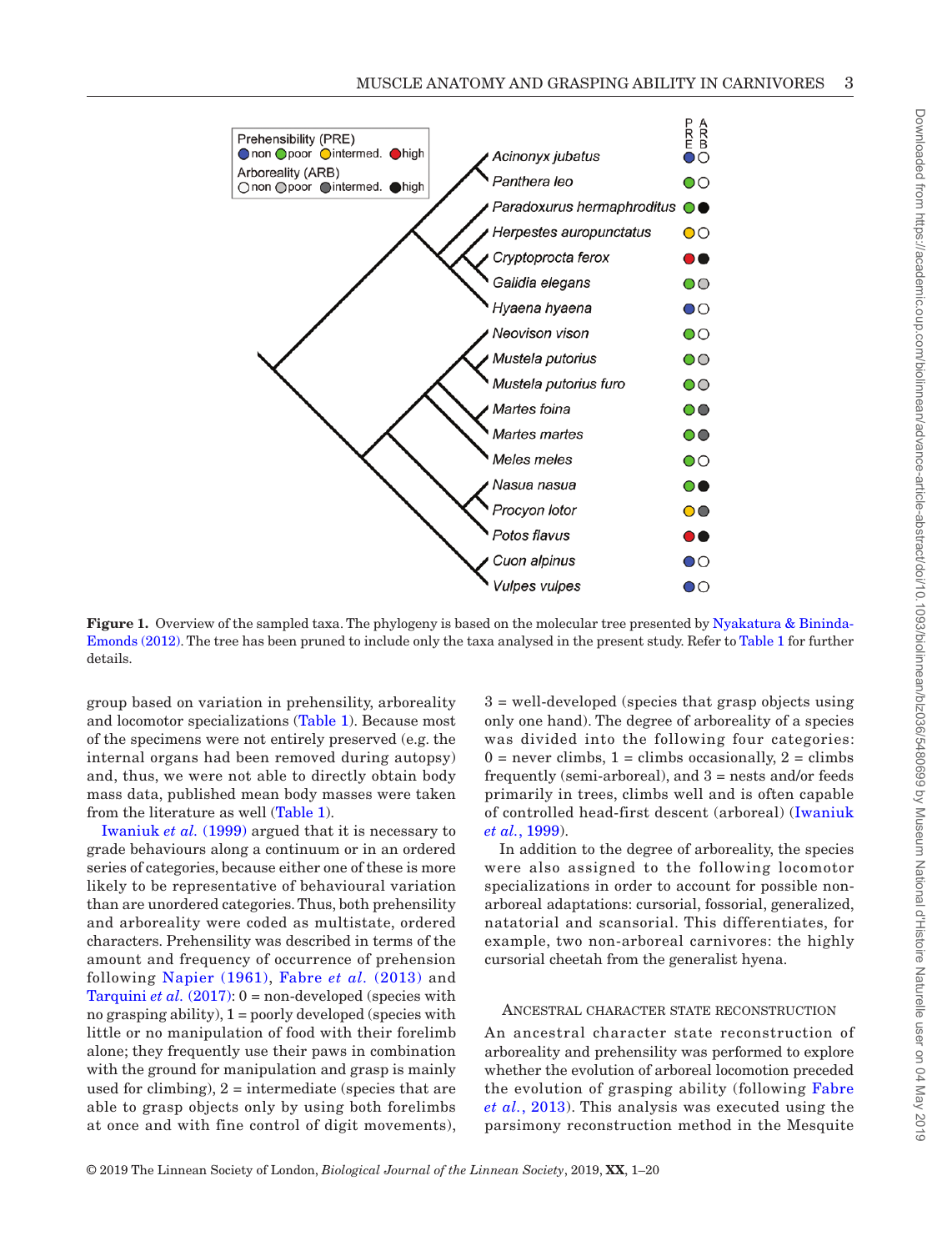**Figure 1.** Overview of the sampled taxa. The phylogeny is based on the molecular tree presented by Nyakatura & Bininda-Emonds (2012). The tree has been pruned to include only the taxa analysed in the present study. Refer to Table 1 for further details.

group based on variation in prehensility, arboreality and locomotor specializations (Table 1). Because most of the specimens were not entirely preserved (e.g. the internal organs had been removed during autopsy) and, thus, we were not able to directly obtain body mass data, published mean body masses were taken from the literature as well (Table 1).

Iwaniuk *et al.* (1999) argued that it is necessary to grade behaviours along a continuum or in an ordered series of categories, because either one of these is more likely to be representative of behavioural variation than are unordered categories. Thus, both prehensility and arboreality were coded as multistate, ordered characters. Prehensility was described in terms of the amount and frequency of occurrence of prehension following Napier (1961), Fabre *et al.* (2013) and Tarquini *et al.* (2017): 0 = non-developed (species with no grasping ability), 1 = poorly developed (species with little or no manipulation of food with their forelimb alone; they frequently use their paws in combination with the ground for manipulation and grasp is mainly used for climbing), 2 = intermediate (species that are able to grasp objects only by using both forelimbs at once and with fine control of digit movements), 3 = well-developed (species that grasp objects using only one hand). The degree of arboreality of a species was divided into the following four categories: 0 = never climbs, 1 = climbs occasionally, 2 = climbs frequently (semi-arboreal), and 3 = nests and/or feeds primarily in trees, climbs well and is often capable of controlled head-first descent (arboreal) (Iwaniuk *et al.*, 1999).

In addition to the degree of arboreality, the species were also assigned to the following locomotor specializations in order to account for possible non-arboreal adaptations: cursorial, fossorial, generalized, natatorial and scansorial. This differentiates, for example, two non-arboreal carnivores: the highly cursorial cheetah from the generalist hyena.

### Ancestral character state reconstruction

An ancestral character state reconstruction of arboreality and prehensility was performed to explore whether the evolution of arboreal locomotion preceded the evolution of grasping ability (following Fabre *et al.*, 2013). This analysis was executed using the parsimony reconstruction method in the Mesquite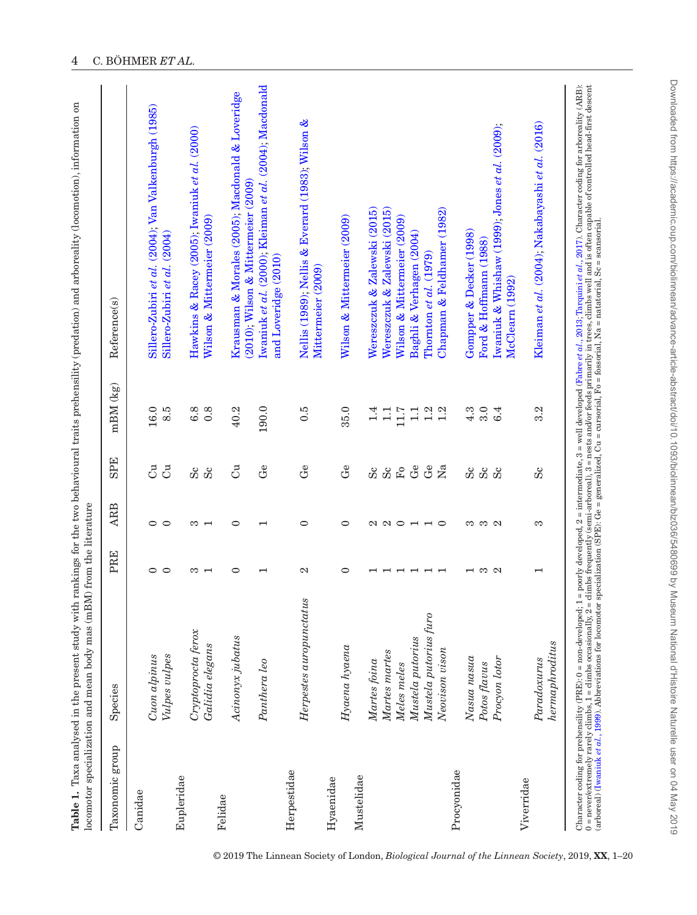**Table 1.** Taxa analysed in the present study with rankings for the two behavioural traits prehensility (predation) and arboreality (locomotion), information on locomotor specialization and mean body mass (mBM) from the literature

| Taxonomic group | Species | PRE | ARB | SPE | mBM (kg) | Reference(s) |
|---|---|---|---|---|---|---|
| Canidae | | | | | | |
| | *Cuon alpinus* | 0 | 0 | Cu | 16.0 | Sillero-Zubiri *et al.* (2004); Van Valkenburgh (1985) |
| | *Vulpes vulpes* | 0 | 0 | Cu | 8.5 | Sillero-Zubiri *et al.* (2004) |
| Eupleridae | | | | | | |
| | *Cryptoprocta ferox* | 3 | 3 | Sc | 6.8 | Hawkins & Racey (2005); Iwaniuk *et al.* (2000) |
| | *Galidia elegans* | 1 | 1 | Sc | 0.8 | Wilson & Mittermeier (2009) |
| Felidae | | | | | | |
| | *Acinonyx jubatus* | 0 | 0 | Cu | 40.2 | Krausman & Morales (2005); Macdonald & Loveridge (2010); Wilson & Mittermeier (2009) |
| | *Panthera leo* | 1 | 1 | Ge | 190.0 | Iwaniuk *et al.* (2000); Kleiman *et al.* (2004); Macdonald and Loveridge (2010) |
| Herpestidae | | | | | | |
| | *Herpestes auropunctatus* | 2 | 0 | Ge | 0.5 | Nellis (1989); Nellis & Everard (1983); Wilson & Mittermeier (2009) |
| Hyaenidae | | | | | | |
| | *Hyaena hyaena* | 0 | 0 | Ge | 35.0 | Wilson & Mittermeier (2009) |
| Mustelidae | | | | | | |
| | *Martes foina* | 1 | 2 | Sc | 1.4 | Wereszczuk & Zalewski (2015) |
| | *Martes martes* | 1 | 2 | Sc | 1.1 | Wereszczuk & Zalewski (2015) |
| | *Meles meles* | 1 | 0 | Fo | 11.7 | Wilson & Mittermeier (2009) |
| | *Mustela putorius* | 1 | 1 | Ge | 1.1 | Baghli & Verhagen (2004) |
| | *Mustela putorius furo* | 1 | 1 | Ge | 1.2 | Thornton *et al.* (1979) |
| | *Neovison vison* | 1 | 0 | Na | 1.2 | Chapman & Feldhamer (1982) |
| Procyonidae | | | | | | |
| | *Nasua nasua* | 1 | 3 | Sc | 4.3 | Gompper & Decker (1998) |
| | *Potos flavus* | 3 | 3 | Sc | 3.0 | Ford & Hoffmann (1988) |
| | *Procyon lotor* | 2 | 2 | Sc | 6.4 | Iwaniuk & Whishaw (1999); Jones *et al.* (2009); McClearn (1992) |
| Viverridae | | | | | | |
| | *Paradoxurus hermaphroditus* | 1 | 3 | Sc | 3.2 | Kleiman *et al.* (2004); Nakabayashi *et al.* (2016) |

Character coding for prehensility (PRE): 0 = non-developed; 1 = poorly developed, 2 = intermediate, 3 = well developed (Fabre *et al.*, 2013; Tarquini *et al.*, 2017). Character coding for arboreality (ARB): 0 = never/extremely rarely climbs, 1 = climbs occasionally, 2 = climbs frequently (semi-arboreal), 3 = nests and/or feeds primarily in trees, climbs well and is often capable of controlled head-first descent (arboreal) (Iwaniuk *et al.*, 1999). Abbreviations for locomotor specialization (SPE): Ge = generalized, Cu = cursorial, Fo = fossorial, Na = natatorial, Sc = scansorial.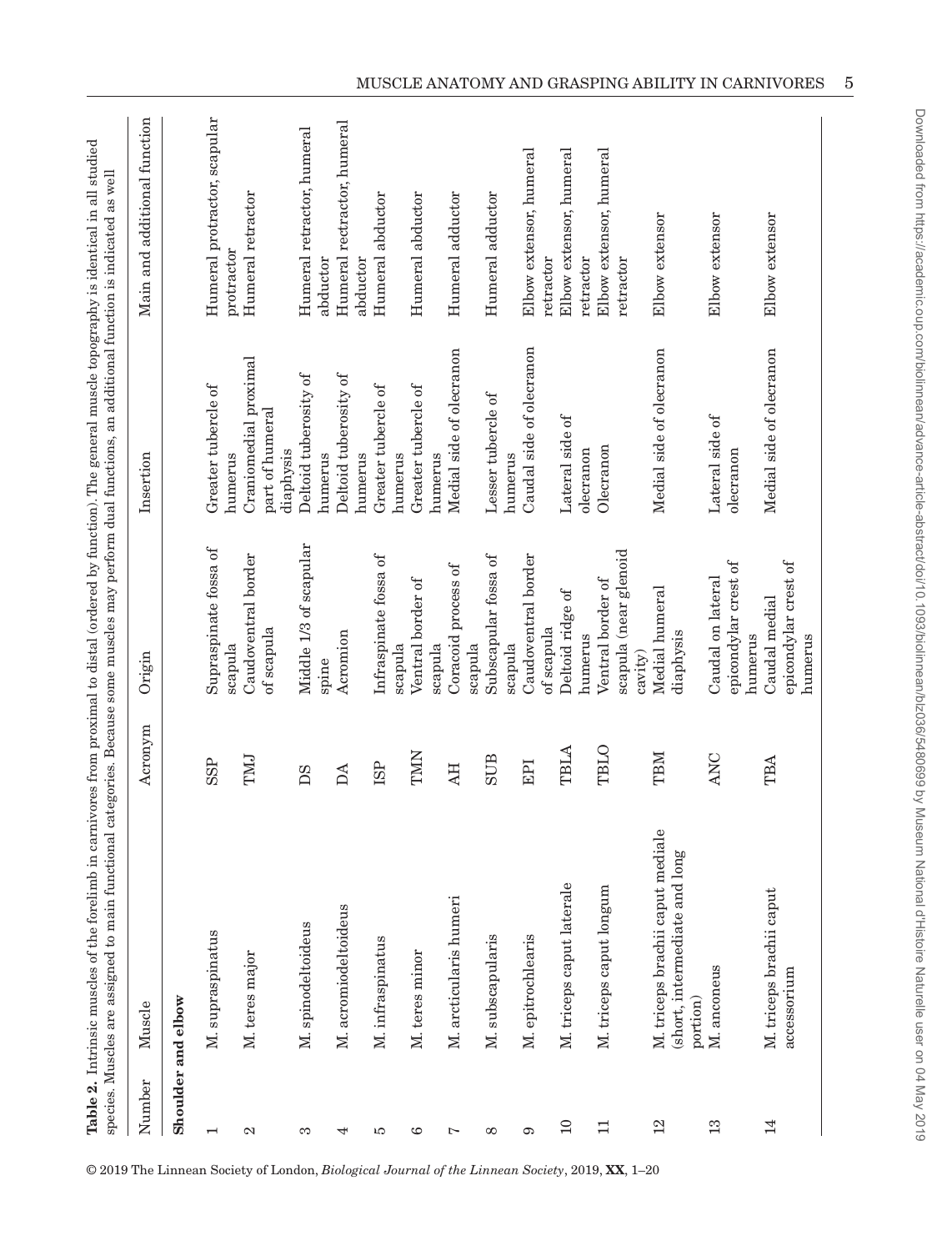**Table 2.** Intrinsic muscles of the forelimb in carnivores from proximal to distal (ordered by function). The general muscle topography is identical in all studied species. Muscles are assigned to main functional categories. Because some muscles may perform dual functions, an additional function is indicated as well

| Number | Muscle | Acronym | Origin | Insertion | Main and additional function |
|---|---|---|---|---|---|
| **Shoulder and elbow** | | | | | |
| 1 | M. supraspinatus | SSP | Supraspinate fossa of scapula | Greater tubercle of humerus | Humeral protractor, scapular protractor |
| 2 | M. teres major | TMJ | Caudoventral border of scapula | Craniomedial proximal part of humeral diaphysis | Humeral retractor |
| 3 | M. spinodeltoideus | DS | Middle 1/3 of scapular spine | Deltoid tuberosity of humerus | Humeral retractor, humeral abductor |
| 4 | M. acromiodeltoideus | DA | Acromion | Deltoid tuberosity of humerus | Humeral rectractor, humeral abductor |
| 5 | M. infraspinatus | ISP | Infraspinate fossa of scapula | Greater tubercle of humerus | Humeral abductor |
| 6 | M. teres minor | TMN | Ventral border of scapula | Greater tubercle of humerus | Humeral abductor |
| 7 | M. arcticularis humeri | AH | Coracoid process of scapula | Medial side of olecranon | Humeral adductor |
| 8 | M. subscapularis | SUB | Subscapular fossa of scapula | Lesser tubercle of humerus | Humeral adductor |
| 9 | M. epitrochlearis | EPI | Caudoventral border of scapula | Caudal side of olecranon | Elbow extensor, humeral retractor |
| 10 | M. triceps caput laterale | TBLA | Deltoid ridge of humerus | Lateral side of olecranon | Elbow extensor, humeral retractor |
| 11 | M. triceps caput longum | TBLO | Ventral border of scapula (near glenoid cavity) | Olecranon | Elbow extensor, humeral retractor |
| 12 | M. triceps brachii caput mediale (short, intermediate and long portion) | TBM | Medial humeral diaphysis | Medial side of olecranon | Elbow extensor |
| 13 | M. anconeus | ANC | Caudal on lateral epicondylar crest of humerus | Lateral side of olecranon | Elbow extensor |
| 14 | M. triceps brachii caput accessorium | TBA | Caudal medial epicondylar crest of humerus | Medial side of olecranon | Elbow extensor |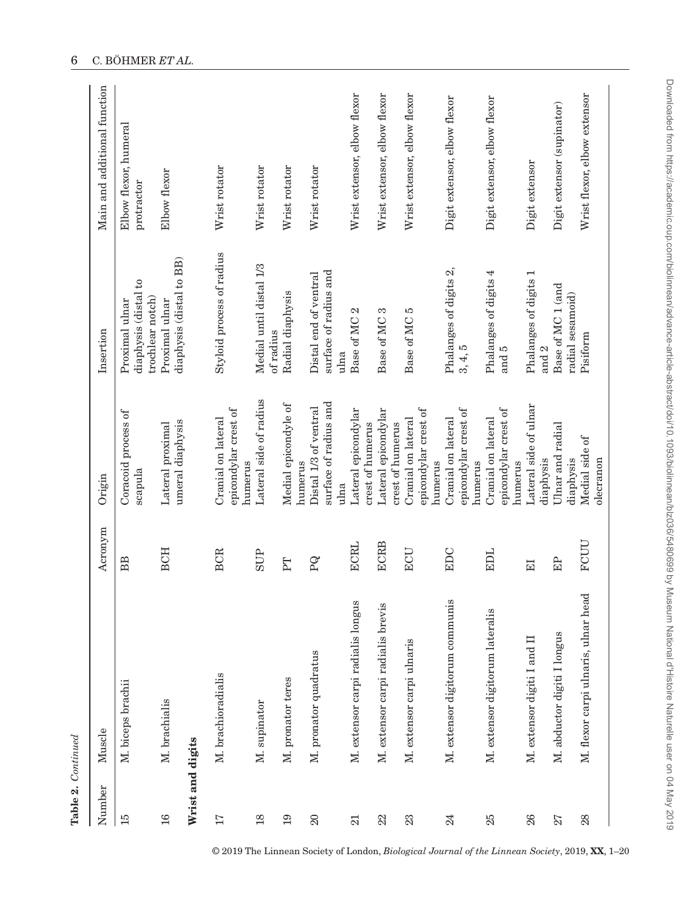**Table 2.** *Continued*

| Number | Muscle | Acronym | Origin | Insertion | Main and additional function |
|---|---|---|---|---|---|
| 15 | M. biceps brachii | BB | Coracoid process of scapula | Proximal ulnar diaphysis (distal to trochlear notch) | Elbow flexor, humeral protractor |
| 16 | M. brachialis | BCH | Lateral proximal umeral diaphysis | Proximal ulnar diaphysis (distal to BB) | Elbow flexor |
| **Wrist and digits** | | | | | |
| 17 | M. brachioradialis | BCR | Cranial on lateral epicondylar crest of humerus | Styloid process of radius | Wrist rotator |
| 18 | M. supinator | SUP | Lateral side of radius | Medial until distal 1/3 of radius | Wrist rotator |
| 19 | M. pronator teres | PT | Medial epicondyle of humerus | Radial diaphysis | Wrist rotator |
| 20 | M. pronator quadratus | PQ | Distal 1/3 of ventral surface of radius and ulna | Distal end of ventral surface of radius and ulna | Wrist rotator |
| 21 | M. extensor carpi radialis longus | ECRL | Lateral epicondylar crest of humerus | Base of MC 2 | Wrist extensor, elbow flexor |
| 22 | M. extensor carpi radialis brevis | ECRB | Lateral epicondylar crest of humerus | Base of MC 3 | Wrist extensor, elbow flexor |
| 23 | M. extensor carpi ulnaris | ECU | Cranial on lateral epicondylar crest of humerus | Base of MC 5 | Wrist extensor, elbow flexor |
| 24 | M. extensor digitorum communis | EDC | Cranial on lateral epicondylar crest of humerus | Phalanges of digits 2, 3, 4, 5 | Digit extensor, elbow flexor |
| 25 | M. extensor digitorum lateralis | EDL | Cranial on lateral epicondylar crest of humerus | Phalanges of digits 4 and 5 | Digit extensor, elbow flexor |
| 26 | M. extensor digiti I and II | EI | Lateral side of ulnar diaphysis | Phalanges of digits 1 and 2 | Digit extensor |
| 27 | M. abductor digiti I longus | EP | Ulnar and radial diaphysis | Base of MC 1 (and radial sesamoid) | Digit extensor (supinator) |
| 28 | M. flexor carpi ulnaris, ulnar head | FCUU | Medial side of olecranon | Pisiform | Wrist flexor, elbow extensor |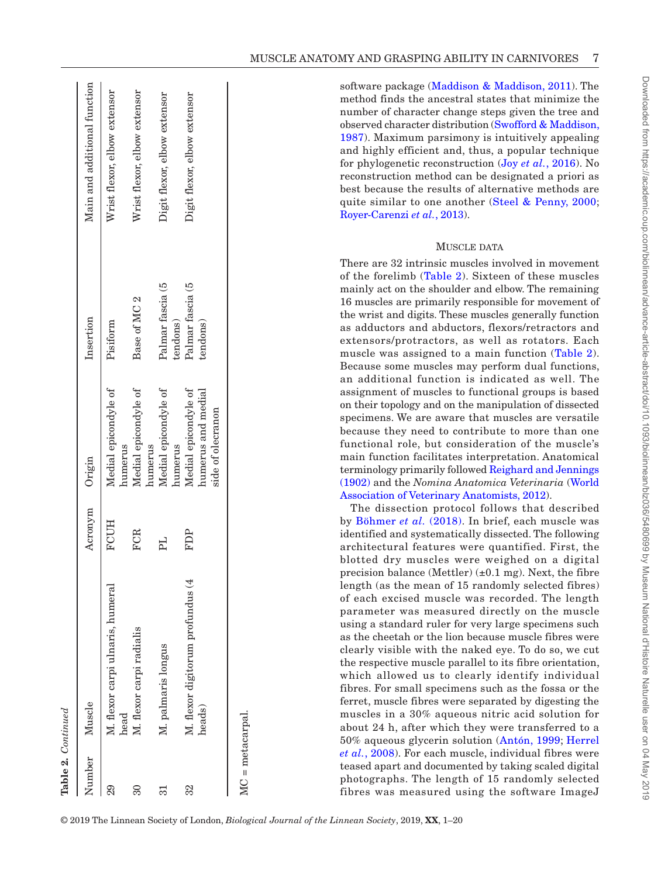**Table 2.** *Continued*

| Number | Muscle | Acronym | Origin | Insertion | Main and additional function |
|---|---|---|---|---|---|
| 29 | M. flexor carpi ulnaris, humeral head | FCUH | Medial epicondyle of humerus | Pisiform | Wrist flexor, elbow extensor |
| 30 | M. flexor carpi radialis | FCR | Medial epicondyle of humerus | Base of MC 2 | Wrist flexor, elbow extensor |
| 31 | M. palmaris longus | PL | Medial epicondyle of humerus | Palmar fascia (5 tendons) | Digit flexor, elbow extensor |
| 32 | M. flexor digitorum profundus (4 heads) | FDP | Medial epicondyle of humerus and medial side of olecranon | Palmar fascia (5 tendons) | Digit flexor, elbow extensor |

MC = metacarpal.

software package (Maddison & Maddison, 2011). The method finds the ancestral states that minimize the number of character change steps given the tree and observed character distribution (Swofford & Maddison, 1987). Maximum parsimony is intuitively appealing and highly efficient and, thus, a popular technique for phylogenetic reconstruction (Joy *et al.*, 2016). No reconstruction method can be designated a priori as best because the results of alternative methods are quite similar to one another (Steel & Penny, 2000; Royer-Carenzi *et al.*, 2013).

### Muscle data

There are 32 intrinsic muscles involved in movement of the forelimb (Table 2). Sixteen of these muscles mainly act on the shoulder and elbow. The remaining 16 muscles are primarily responsible for movement of the wrist and digits. These muscles generally function as adductors and abductors, flexors/retractors and extensors/protractors, as well as rotators. Each muscle was assigned to a main function (Table 2). Because some muscles may perform dual functions, an additional function is indicated as well. The assignment of muscles to functional groups is based on their topology and on the manipulation of dissected specimens. We are aware that muscles are versatile because they need to contribute to more than one functional role, but consideration of the muscle's main function facilitates interpretation. Anatomical terminology primarily followed Reighard and Jennings (1902) and the *Nomina Anatomica Veterinaria* (World Association of Veterinary Anatomists, 2012).

The dissection protocol follows that described by Böhmer *et al.* (2018). In brief, each muscle was identified and systematically dissected. The following architectural features were quantified. First, the blotted dry muscles were weighed on a digital precision balance (Mettler) (±0.1 mg). Next, the fibre length (as the mean of 15 randomly selected fibres) of each excised muscle was recorded. The length parameter was measured directly on the muscle using a standard ruler for very large specimens such as the cheetah or the lion because muscle fibres were clearly visible with the naked eye. To do so, we cut the respective muscle parallel to its fibre orientation, which allowed us to clearly identify individual fibres. For small specimens such as the fossa or the ferret, muscle fibres were separated by digesting the muscles in a 30% aqueous nitric acid solution for about 24 h, after which they were transferred to a 50% aqueous glycerin solution (Antón, 1999; Herrel *et al.*, 2008). For each muscle, individual fibres were teased apart and documented by taking scaled digital photographs. The length of 15 randomly selected fibres was measured using the software ImageJ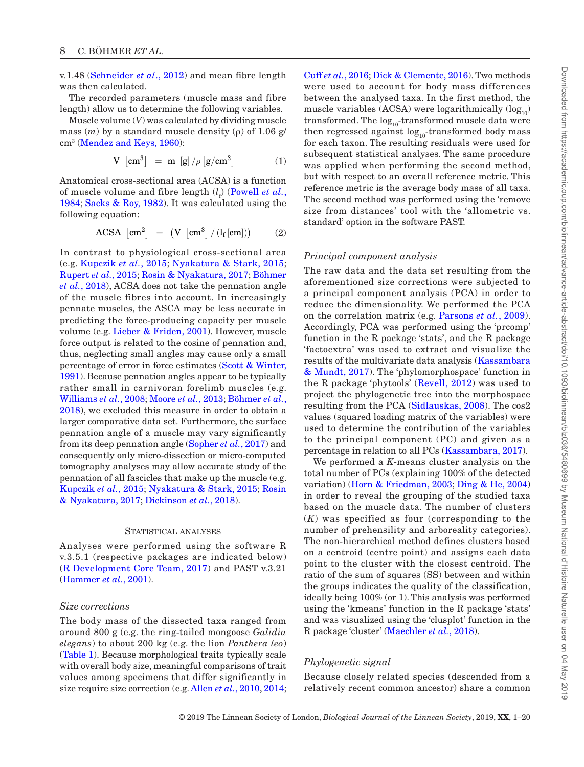v.1.48 (Schneider *et al.*, 2012) and mean fibre length was then calculated.

The recorded parameters (muscle mass and fibre length) allow us to determine the following variables.

Muscle volume ($V$) was calculated by dividing muscle mass ($m$) by a standard muscle density ($\rho$) of 1.06 g/cm³ (Mendez and Keys, 1960):

$$V\ [\mathrm{cm}^3] = m\ [\mathrm{g}] / \rho\ [\mathrm{g/cm}^3] \quad (1)$$

Anatomical cross-sectional area (ACSA) is a function of muscle volume and fibre length ($l_f$) (Powell *et al.*, 1984; Sacks & Roy, 1982). It was calculated using the following equation:

$$\mathrm{ACSA}\ [\mathrm{cm}^2] = \left(V\ [\mathrm{cm}^3] / (l_f\ [\mathrm{cm}])\right) \quad (2)$$

In contrast to physiological cross-sectional area (e.g. Kupczik *et al.*, 2015; Nyakatura & Stark, 2015; Rupert *et al.*, 2015; Rosin & Nyakatura, 2017; Böhmer *et al.*, 2018), ACSA does not take the pennation angle of the muscle fibres into account. In increasingly pennate muscles, the ASCA may be less accurate in predicting the force-producing capacity per muscle volume (e.g. Lieber & Friden, 2001). However, muscle force output is related to the cosine of pennation and, thus, neglecting small angles may cause only a small percentage of error in force estimates (Scott & Winter, 1991). Because pennation angles appear to be typically rather small in carnivoran forelimb muscles (e.g. Williams *et al.*, 2008; Moore *et al.*, 2013; Böhmer *et al.*, 2018), we excluded this measure in order to obtain a larger comparative data set. Furthermore, the surface pennation angle of a muscle may vary significantly from its deep pennation angle (Sopher *et al.*, 2017) and consequently only micro-dissection or micro-computed tomography analyses may allow accurate study of the pennation of all fascicles that make up the muscle (e.g. Kupczik *et al.*, 2015; Nyakatura & Stark, 2015; Rosin & Nyakatura, 2017; Dickinson *et al.*, 2018).

## Statistical analyses

Analyses were performed using the software R v.3.5.1 (respective packages are indicated below) (R Development Core Team, 2017) and PAST v.3.21 (Hammer *et al.*, 2001).

### *Size corrections*

The body mass of the dissected taxa ranged from around 800 g (e.g. the ring-tailed mongoose *Galidia elegans*) to about 200 kg (e.g. the lion *Panthera leo*) (Table 1). Because morphological traits typically scale with overall body size, meaningful comparisons of trait values among specimens that differ significantly in size require size correction (e.g. Allen *et al.*, 2010, 2014; Cuff *et al.*, 2016; Dick & Clemente, 2016). Two methods were used to account for body mass differences between the analysed taxa. In the first method, the muscle variables (ACSA) were logarithmically ($\log_{10}$) transformed. The $\log_{10}$-transformed muscle data were then regressed against $\log_{10}$-transformed body mass for each taxon. The resulting residuals were used for subsequent statistical analyses. The same procedure was applied when performing the second method, but with respect to an overall reference metric. This reference metric is the average body mass of all taxa. The second method was performed using the 'remove size from distances' tool with the 'allometric vs. standard' option in the software PAST.

### *Principal component analysis*

The raw data and the data set resulting from the aforementioned size corrections were subjected to a principal component analysis (PCA) in order to reduce the dimensionality. We performed the PCA on the correlation matrix (e.g. Parsons *et al.*, 2009). Accordingly, PCA was performed using the 'prcomp' function in the R package 'stats', and the R package 'factoextra' was used to extract and visualize the results of the multivariate data analysis (Kassambara & Mundt, 2017). The 'phylomorphospace' function in the R package 'phytools' (Revell, 2012) was used to project the phylogenetic tree into the morphospace resulting from the PCA (Sidlauskas, 2008). The cos2 values (squared loading matrix of the variables) were used to determine the contribution of the variables to the principal component (PC) and given as a percentage in relation to all PCs (Kassambara, 2017).

We performed a $K$-means cluster analysis on the total number of PCs (explaining 100% of the detected variation) (Horn & Friedman, 2003; Ding & He, 2004) in order to reveal the grouping of the studied taxa based on the muscle data. The number of clusters ($K$) was specified as four (corresponding to the number of prehensility and arboreality categories). The non-hierarchical method defines clusters based on a centroid (centre point) and assigns each data point to the cluster with the closest centroid. The ratio of the sum of squares (SS) between and within the groups indicates the quality of the classification, ideally being 100% (or 1). This analysis was performed using the 'kmeans' function in the R package 'stats' and was visualized using the 'clusplot' function in the R package 'cluster' (Maechler *et al.*, 2018).

### *Phylogenetic signal*

Because closely related species (descended from a relatively recent common ancestor) share a common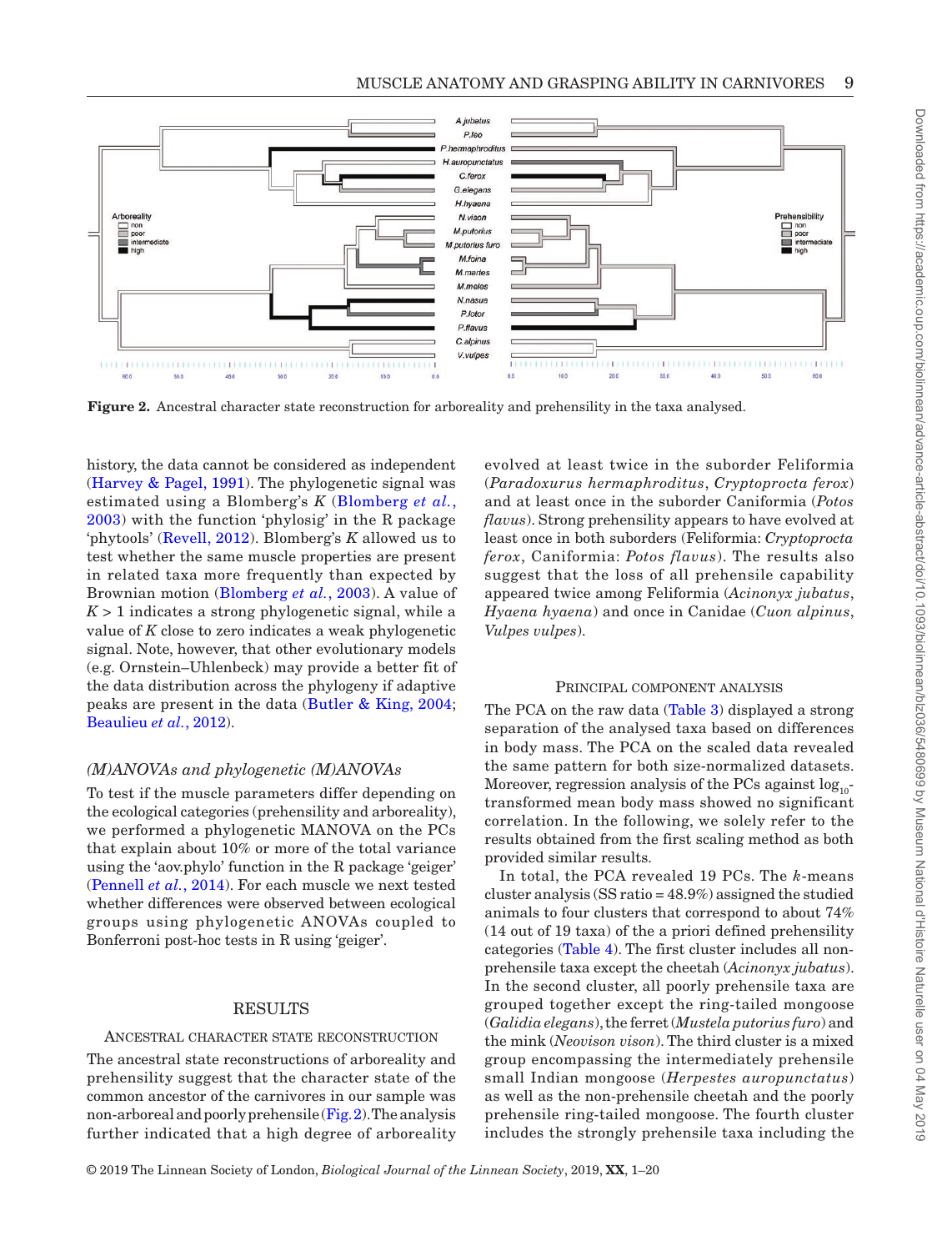Figure 2. Ancestral character state reconstruction for arboreality and prehensility in the taxa analysed.

history, the data cannot be considered as independent (Harvey & Pagel, 1991). The phylogenetic signal was estimated using a Blomberg's $K$ (Blomberg *et al.*, 2003) with the function 'phylosig' in the R package 'phytools' (Revell, 2012). Blomberg's $K$ allowed us to test whether the same muscle properties are present in related taxa more frequently than expected by Brownian motion (Blomberg *et al.*, 2003). A value of $K > 1$ indicates a strong phylogenetic signal, while a value of $K$ close to zero indicates a weak phylogenetic signal. Note, however, that other evolutionary models (e.g. Ornstein–Uhlenbeck) may provide a better fit of the data distribution across the phylogeny if adaptive peaks are present in the data (Butler & King, 2004; Beaulieu *et al.*, 2012).

### *(M)ANOVAs and phylogenetic (M)ANOVAs*

To test if the muscle parameters differ depending on the ecological categories (prehensility and arboreality), we performed a phylogenetic MANOVA on the PCs that explain about 10% or more of the total variance using the 'aov.phylo' function in the R package 'geiger' (Pennell *et al.*, 2014). For each muscle we next tested whether differences were observed between ecological groups using phylogenetic ANOVAs coupled to Bonferroni post-hoc tests in R using 'geiger'.

## RESULTS

### Ancestral character state reconstruction

The ancestral state reconstructions of arboreality and prehensility suggest that the character state of the common ancestor of the carnivores in our sample was non-arboreal and poorly prehensile (Fig. 2). The analysis further indicated that a high degree of arboreality evolved at least twice in the suborder Feliformia (*Paradoxurus hermaphroditus*, *Cryptoprocta ferox*) and at least once in the suborder Caniformia (*Potos flavus*). Strong prehensility appears to have evolved at least once in both suborders (Feliformia: *Cryptoprocta ferox*, Caniformia: *Potos flavus*). The results also suggest that the loss of all prehensile capability appeared twice among Feliformia (*Acinonyx jubatus*, *Hyaena hyaena*) and once in Canidae (*Cuon alpinus*, *Vulpes vulpes*).

### Principal component analysis

The PCA on the raw data (Table 3) displayed a strong separation of the analysed taxa based on differences in body mass. The PCA on the scaled data revealed the same pattern for both size-normalized datasets. Moreover, regression analysis of the PCs against $\log_{10}$-transformed mean body mass showed no significant correlation. In the following, we solely refer to the results obtained from the first scaling method as both provided similar results.

In total, the PCA revealed 19 PCs. The $k$-means cluster analysis (SS ratio = 48.9%) assigned the studied animals to four clusters that correspond to about 74% (14 out of 19 taxa) of the a priori defined prehensility categories (Table 4). The first cluster includes all non-prehensile taxa except the cheetah (*Acinonyx jubatus*). In the second cluster, all poorly prehensile taxa are grouped together except the ring-tailed mongoose (*Galidia elegans*), the ferret (*Mustela putorius furo*) and the mink (*Neovison vison*). The third cluster is a mixed group encompassing the intermediately prehensile small Indian mongoose (*Herpestes auropunctatus*) as well as the non-prehensile cheetah and the poorly prehensile ring-tailed mongoose. The fourth cluster includes the strongly prehensile taxa including the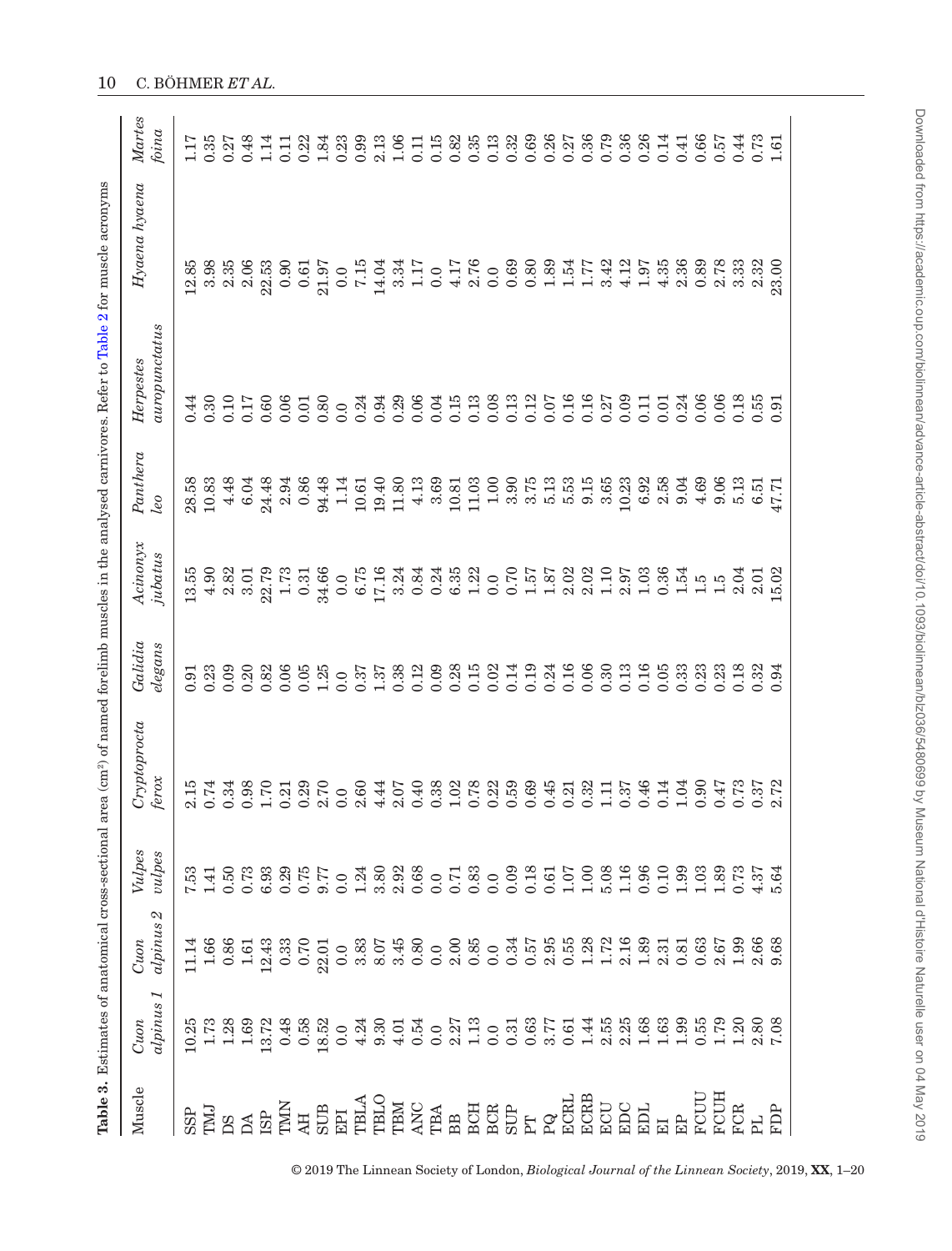**Table 3.** Estimates of anatomical cross-sectional area (cm²) of named forelimb muscles in the analysed carnivores. Refer to Table 2 for muscle acronyms

| Muscle | *Cuon alpinus 1* | *Cuon alpinus 2* | *Vulpes vulpes* | *Cryptoprocta ferox* | *Galidia elegans* | *Acinonyx jubatus* | *Panthera leo* | *Herpestes auropunctatus* | *Hyaena hyaena* | *Martes foina* |
|---|---|---|---|---|---|---|---|---|---|---|
| SSP | 10.25 | 11.14 | 7.53 | 2.15 | 0.91 | 13.55 | 28.58 | 0.44 | 12.85 | 1.17 |
| TMJ | 1.73 | 1.66 | 1.41 | 0.74 | 0.23 | 4.90 | 10.83 | 0.30 | 3.98 | 0.35 |
| DS | 1.28 | 0.86 | 0.50 | 0.34 | 0.09 | 2.82 | 4.48 | 0.10 | 2.35 | 0.27 |
| DA | 1.69 | 1.61 | 0.73 | 0.98 | 0.20 | 3.01 | 6.04 | 0.17 | 2.06 | 0.48 |
| ISP | 13.72 | 12.43 | 6.93 | 1.70 | 0.82 | 22.79 | 24.48 | 0.60 | 22.53 | 1.14 |
| TMN | 0.48 | 0.33 | 0.29 | 0.21 | 0.06 | 1.73 | 2.94 | 0.06 | 0.90 | 0.11 |
| AH | 0.58 | 0.70 | 0.75 | 0.29 | 0.05 | 0.31 | 0.86 | 0.01 | 0.61 | 0.22 |
| SUB | 18.52 | 22.01 | 9.77 | 2.70 | 1.25 | 34.66 | 94.48 | 0.80 | 21.97 | 1.84 |
| EPI | 0.0 | 0.0 | 0.0 | 0.0 | 0.0 | 0.0 | 1.14 | 0.0 | 0.0 | 0.23 |
| TBLA | 4.24 | 3.83 | 1.24 | 2.60 | 0.37 | 6.75 | 10.61 | 0.24 | 7.15 | 0.99 |
| TBLO | 9.30 | 8.07 | 3.80 | 4.44 | 1.37 | 17.16 | 19.40 | 0.94 | 14.04 | 2.13 |
| TBM | 4.01 | 3.45 | 2.92 | 2.07 | 0.38 | 3.24 | 11.80 | 0.29 | 3.34 | 1.06 |
| ANC | 0.54 | 0.80 | 0.68 | 0.40 | 0.12 | 0.84 | 4.13 | 0.06 | 1.17 | 0.11 |
| TBA | 0.0 | 0.0 | 0.0 | 0.38 | 0.09 | 0.24 | 3.69 | 0.04 | 0.0 | 0.15 |
| BB | 2.27 | 2.00 | 0.71 | 1.02 | 0.28 | 6.35 | 10.81 | 0.15 | 4.17 | 0.82 |
| BCH | 1.13 | 0.85 | 0.83 | 0.78 | 0.15 | 1.22 | 11.03 | 0.13 | 2.76 | 0.35 |
| BCR | 0.0 | 0.0 | 0.0 | 0.22 | 0.02 | 0.0 | 1.00 | 0.08 | 0.0 | 0.13 |
| SUP | 0.31 | 0.34 | 0.09 | 0.59 | 0.14 | 0.70 | 3.90 | 0.13 | 0.69 | 0.32 |
| PT | 0.63 | 0.57 | 0.18 | 0.69 | 0.19 | 1.57 | 3.75 | 0.12 | 0.80 | 0.69 |
| PQ | 3.77 | 2.95 | 0.61 | 0.45 | 0.24 | 1.87 | 5.13 | 0.07 | 1.89 | 0.26 |
| ECRL | 0.61 | 0.55 | 1.07 | 0.21 | 0.16 | 2.02 | 5.53 | 0.16 | 1.54 | 0.27 |
| ECRB | 1.44 | 1.28 | 1.00 | 0.32 | 0.06 | 2.02 | 9.15 | 0.16 | 1.77 | 0.36 |
| ECU | 2.55 | 1.72 | 5.08 | 1.11 | 0.30 | 1.10 | 3.65 | 0.27 | 3.42 | 0.79 |
| EDC | 2.25 | 2.16 | 1.16 | 0.37 | 0.13 | 2.97 | 10.23 | 0.09 | 4.12 | 0.36 |
| EDL | 1.68 | 1.89 | 0.96 | 0.46 | 0.16 | 1.03 | 6.92 | 0.11 | 1.97 | 0.26 |
| EI | 1.63 | 2.31 | 0.10 | 0.14 | 0.05 | 0.36 | 2.58 | 0.01 | 4.35 | 0.14 |
| EP | 1.99 | 0.81 | 1.99 | 1.04 | 0.33 | 1.54 | 9.04 | 0.24 | 2.36 | 0.41 |
| FCUU | 0.55 | 0.63 | 1.03 | 0.90 | 0.23 | 1.5 | 4.69 | 0.06 | 0.89 | 0.66 |
| FCUH | 1.79 | 2.67 | 1.89 | 0.47 | 0.23 | 1.5 | 9.06 | 0.06 | 2.78 | 0.57 |
| FCR | 1.20 | 1.99 | 0.73 | 0.73 | 0.18 | 2.04 | 5.13 | 0.18 | 3.33 | 0.44 |
| PL | 2.80 | 2.66 | 4.37 | 0.37 | 0.32 | 2.01 | 6.51 | 0.55 | 2.32 | 0.73 |
| FDP | 7.08 | 9.68 | 5.64 | 2.72 | 0.94 | 15.02 | 47.71 | 0.91 | 23.00 | 1.61 |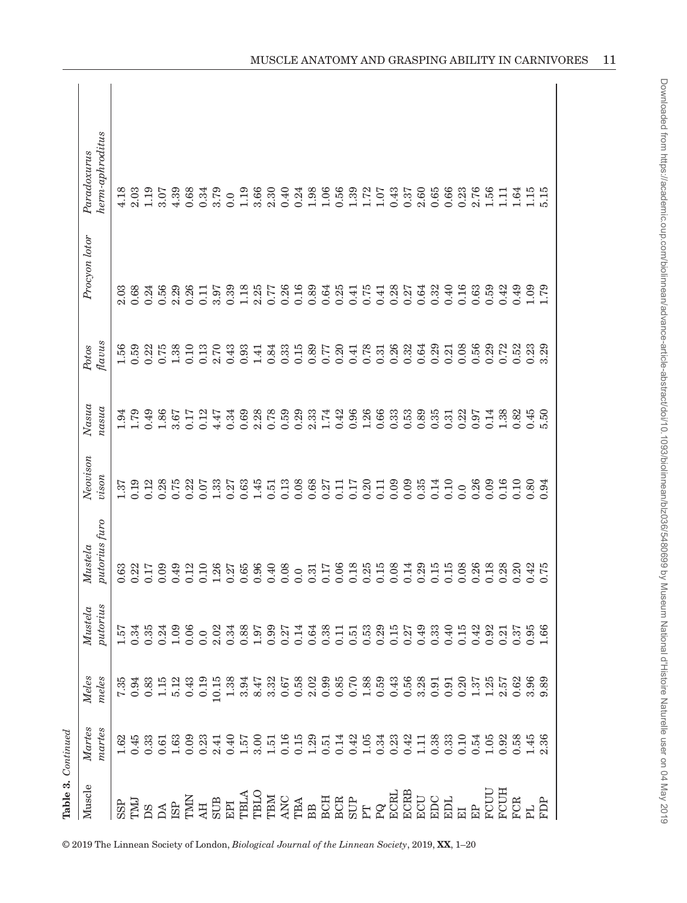**Table 3.** *Continued*

| Muscle | *Martes martes* | *Meles meles* | *Mustela putorius* | *Mustela putorius furo* | *Neovison vison* | *Nasua nasua* | *Potos flavus* | *Procyon lotor* | *Paradoxurus herm-aphroditus* |
|---|---|---|---|---|---|---|---|---|---|
| SSP | 1.62 | 7.35 | 1.57 | 0.63 | 1.37 | 1.94 | 1.56 | 2.03 | 4.18 |
| TMJ | 0.45 | 0.94 | 0.34 | 0.22 | 0.19 | 1.79 | 0.59 | 0.68 | 2.03 |
| DS | 0.33 | 0.83 | 0.35 | 0.17 | 0.12 | 0.49 | 0.22 | 0.24 | 1.19 |
| DA | 0.61 | 1.15 | 0.24 | 0.09 | 0.28 | 1.86 | 0.75 | 0.56 | 3.07 |
| ISP | 1.63 | 5.12 | 1.09 | 0.49 | 0.75 | 3.67 | 1.38 | 2.29 | 4.39 |
| TMN | 0.09 | 0.43 | 0.06 | 0.12 | 0.22 | 0.17 | 0.10 | 0.26 | 0.68 |
| AH | 0.23 | 0.19 | 0.0 | 0.10 | 0.07 | 0.12 | 0.13 | 0.11 | 0.34 |
| SUB | 2.41 | 10.15 | 2.02 | 1.26 | 1.33 | 4.47 | 2.70 | 3.97 | 3.79 |
| EPI | 0.40 | 1.38 | 0.34 | 0.27 | 0.27 | 0.34 | 0.43 | 0.39 | 0.0 |
| TBLA | 1.57 | 3.94 | 0.88 | 0.65 | 0.63 | 0.69 | 0.93 | 1.18 | 1.19 |
| TBLO | 3.00 | 8.47 | 1.97 | 0.96 | 1.45 | 2.28 | 1.41 | 2.25 | 3.66 |
| TBM | 1.51 | 3.32 | 0.99 | 0.40 | 0.51 | 0.78 | 0.84 | 0.77 | 2.30 |
| ANC | 0.16 | 0.67 | 0.27 | 0.08 | 0.13 | 0.59 | 0.33 | 0.26 | 0.40 |
| TBA | 0.15 | 0.58 | 0.14 | 0.0 | 0.08 | 0.29 | 0.15 | 0.16 | 0.24 |
| BB | 1.29 | 2.02 | 0.64 | 0.31 | 0.68 | 2.33 | 0.89 | 0.89 | 1.98 |
| BCH | 0.51 | 0.99 | 0.38 | 0.17 | 0.27 | 1.74 | 0.77 | 0.64 | 1.06 |
| BCR | 0.14 | 0.85 | 0.11 | 0.06 | 0.11 | 0.42 | 0.20 | 0.25 | 0.56 |
| SUP | 0.42 | 0.70 | 0.51 | 0.18 | 0.17 | 0.96 | 0.41 | 0.41 | 1.39 |
| PT | 1.05 | 1.88 | 0.53 | 0.25 | 0.20 | 1.26 | 0.78 | 0.75 | 1.72 |
| PQ | 0.34 | 0.59 | 0.29 | 0.15 | 0.11 | 0.66 | 0.31 | 0.41 | 1.07 |
| ECRL | 0.23 | 0.43 | 0.15 | 0.08 | 0.09 | 0.33 | 0.26 | 0.28 | 0.43 |
| ECRB | 0.42 | 0.56 | 0.27 | 0.14 | 0.09 | 0.53 | 0.32 | 0.27 | 0.37 |
| ECU | 1.11 | 3.28 | 0.49 | 0.29 | 0.35 | 0.89 | 0.64 | 0.64 | 2.60 |
| EDC | 0.38 | 0.91 | 0.33 | 0.15 | 0.14 | 0.35 | 0.29 | 0.32 | 0.65 |
| EDL | 0.33 | 0.91 | 0.40 | 0.15 | 0.10 | 0.31 | 0.21 | 0.40 | 0.66 |
| EI | 0.10 | 0.20 | 0.15 | 0.08 | 0.0 | 0.22 | 0.08 | 0.16 | 0.23 |
| EP | 0.54 | 1.37 | 0.42 | 0.26 | 0.26 | 0.97 | 0.56 | 0.63 | 2.76 |
| FCUU | 1.05 | 1.25 | 0.92 | 0.18 | 0.09 | 0.14 | 0.29 | 0.59 | 1.56 |
| FCUH | 0.92 | 2.57 | 0.21 | 0.28 | 0.16 | 1.38 | 0.72 | 0.42 | 1.11 |
| FCR | 0.58 | 0.62 | 0.37 | 0.20 | 0.10 | 0.82 | 0.52 | 0.49 | 1.64 |
| PL | 1.45 | 3.96 | 0.95 | 0.42 | 0.80 | 0.45 | 0.23 | 1.09 | 1.15 |
| FDP | 2.36 | 9.89 | 1.66 | 0.75 | 0.94 | 5.50 | 3.29 | 1.79 | 5.15 |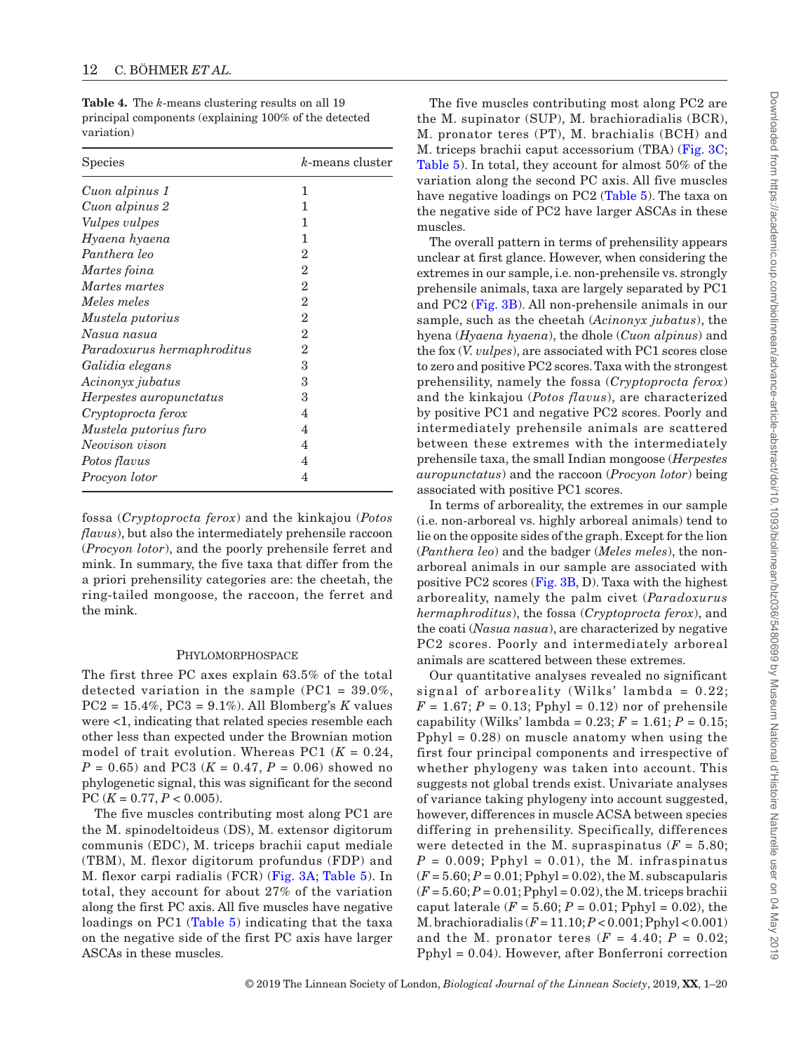**Table 4.** The *k*-means clustering results on all 19 principal components (explaining 100% of the detected variation)

| Species | *k*-means cluster |
|---|---|
| *Cuon alpinus 1* | 1 |
| *Cuon alpinus 2* | 1 |
| *Vulpes vulpes* | 1 |
| *Hyaena hyaena* | 1 |
| *Panthera leo* | 2 |
| *Martes foina* | 2 |
| *Martes martes* | 2 |
| *Meles meles* | 2 |
| *Mustela putorius* | 2 |
| *Nasua nasua* | 2 |
| *Paradoxurus hermaphroditus* | 2 |
| *Galidia elegans* | 3 |
| *Acinonyx jubatus* | 3 |
| *Herpestes auropunctatus* | 3 |
| *Cryptoprocta ferox* | 4 |
| *Mustela putorius furo* | 4 |
| *Neovison vison* | 4 |
| *Potos flavus* | 4 |
| *Procyon lotor* | 4 |

fossa (*Cryptoprocta ferox*) and the kinkajou (*Potos flavus*), but also the intermediately prehensile raccoon (*Procyon lotor*), and the poorly prehensile ferret and mink. In summary, the five taxa that differ from the a priori prehensility categories are: the cheetah, the ring-tailed mongoose, the raccoon, the ferret and the mink.

## Phylomorphospace

The first three PC axes explain 63.5% of the total detected variation in the sample (PC1 = 39.0%, PC2 = 15.4%, PC3 = 9.1%). All Blomberg's *K* values were <1, indicating that related species resemble each other less than expected under the Brownian motion model of trait evolution. Whereas PC1 ($K = 0.24$, $P = 0.65$) and PC3 ($K = 0.47$, $P = 0.06$) showed no phylogenetic signal, this was significant for the second PC ($K = 0.77$, $P < 0.005$).

The five muscles contributing most along PC1 are the M. spinodeltoideus (DS), M. extensor digitorum communis (EDC), M. triceps brachii caput mediale (TBM), M. flexor digitorum profundus (FDP) and M. flexor carpi radialis (FCR) (Fig. 3A; Table 5). In total, they account for about 27% of the variation along the first PC axis. All five muscles have negative loadings on PC1 (Table 5) indicating that the taxa on the negative side of the first PC axis have larger ASCAs in these muscles.

The five muscles contributing most along PC2 are the M. supinator (SUP), M. brachioradialis (BCR), M. pronator teres (PT), M. brachialis (BCH) and M. triceps brachii caput accessorium (TBA) (Fig. 3C; Table 5). In total, they account for almost 50% of the variation along the second PC axis. All five muscles have negative loadings on PC2 (Table 5). The taxa on the negative side of PC2 have larger ASCAs in these muscles.

The overall pattern in terms of prehensility appears unclear at first glance. However, when considering the extremes in our sample, i.e. non-prehensile vs. strongly prehensile animals, taxa are largely separated by PC1 and PC2 (Fig. 3B). All non-prehensile animals in our sample, such as the cheetah (*Acinonyx jubatus*), the hyena (*Hyaena hyaena*), the dhole (*Cuon alpinus*) and the fox (*V. vulpes*), are associated with PC1 scores close to zero and positive PC2 scores. Taxa with the strongest prehensility, namely the fossa (*Cryptoprocta ferox*) and the kinkajou (*Potos flavus*), are characterized by positive PC1 and negative PC2 scores. Poorly and intermediately prehensile animals are scattered between these extremes with the intermediately prehensile taxa, the small Indian mongoose (*Herpestes auropunctatus*) and the raccoon (*Procyon lotor*) being associated with positive PC1 scores.

In terms of arboreality, the extremes in our sample (i.e. non-arboreal vs. highly arboreal animals) tend to lie on the opposite sides of the graph. Except for the lion (*Panthera leo*) and the badger (*Meles meles*), the non-arboreal animals in our sample are associated with positive PC2 scores (Fig. 3B, D). Taxa with the highest arboreality, namely the palm civet (*Paradoxurus hermaphroditus*), the fossa (*Cryptoprocta ferox*), and the coati (*Nasua nasua*), are characterized by negative PC2 scores. Poorly and intermediately arboreal animals are scattered between these extremes.

Our quantitative analyses revealed no significant signal of arboreality (Wilks' lambda = 0.22; $F = 1.67$; $P = 0.13$; Pphyl = 0.12) nor of prehensile capability (Wilks' lambda = 0.23; $F = 1.61$; $P = 0.15$; Pphyl = 0.28) on muscle anatomy when using the first four principal components and irrespective of whether phylogeny was taken into account. This suggests not global trends exist. Univariate analyses of variance taking phylogeny into account suggested, however, differences in muscle ACSA between species differing in prehensility. Specifically, differences were detected in the M. supraspinatus ($F = 5.80$; $P = 0.009$; Pphyl = 0.01), the M. infraspinatus ($F = 5.60$; $P = 0.01$; Pphyl = 0.02), the M. subscapularis ($F = 5.60$; $P = 0.01$; Pphyl = 0.02), the M. triceps brachii caput laterale ($F = 5.60$; $P = 0.01$; Pphyl = 0.02), the M. brachioradialis ($F = 11.10$; $P < 0.001$; Pphyl < 0.001) and the M. pronator teres ($F = 4.40$; $P = 0.02$; Pphyl = 0.04). However, after Bonferroni correction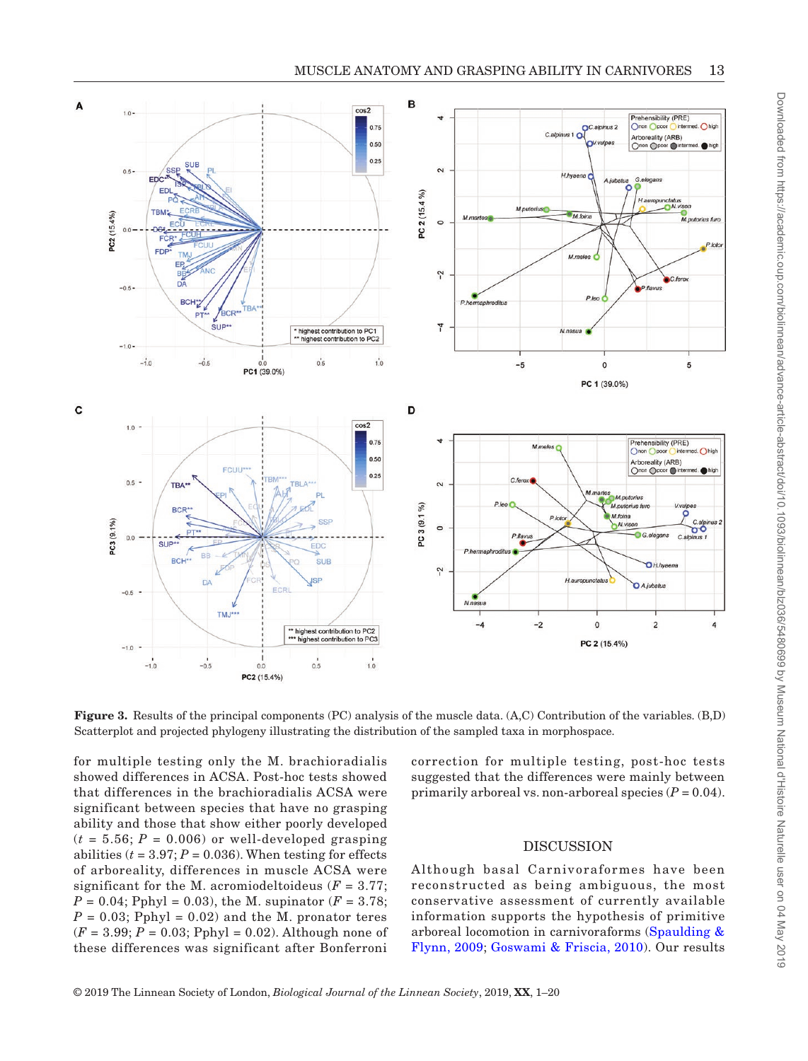**Figure 3.** Results of the principal components (PC) analysis of the muscle data. (A,C) Contribution of the variables. (B,D) Scatterplot and projected phylogeny illustrating the distribution of the sampled taxa in morphospace.

for multiple testing only the M. brachioradialis showed differences in ACSA. Post-hoc tests showed that differences in the brachioradialis ACSA were significant between species that have no grasping ability and those that show either poorly developed ($t$ = 5.56; $P$ = 0.006) or well-developed grasping abilities ($t$ = 3.97; $P$ = 0.036). When testing for effects of arboreality, differences in muscle ACSA were significant for the M. acromiodeltoideus ($F$ = 3.77; $P$ = 0.04; Pphyl = 0.03), the M. supinator ($F$ = 3.78; $P$ = 0.03; Pphyl = 0.02) and the M. pronator teres ($F$ = 3.99; $P$ = 0.03; Pphyl = 0.02). Although none of these differences was significant after Bonferroni correction for multiple testing, post-hoc tests suggested that the differences were mainly between primarily arboreal vs. non-arboreal species ($P$ = 0.04).

## DISCUSSION

Although basal Carnivoraformes have been reconstructed as being ambiguous, the most conservative assessment of currently available information supports the hypothesis of primitive arboreal locomotion in carnivoraforms (Spaulding & Flynn, 2009; Goswami & Friscia, 2010). Our results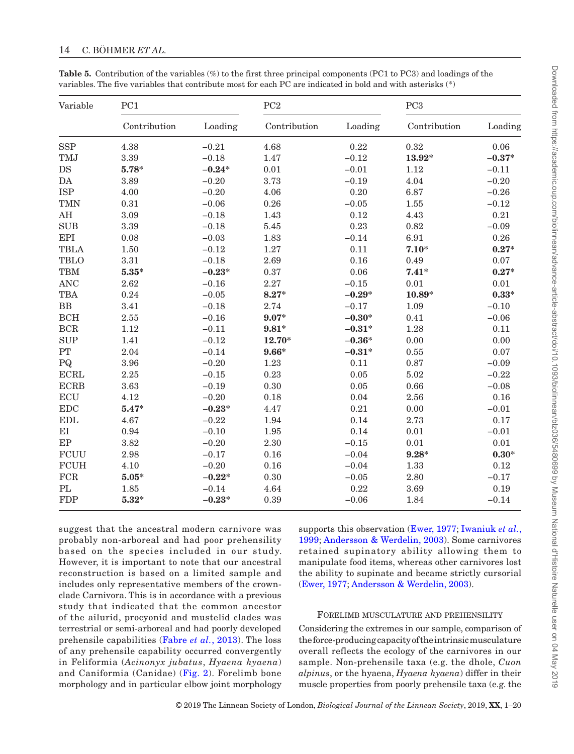**Table 5.** Contribution of the variables (%) to the first three principal components (PC1 to PC3) and loadings of the variables. The five variables that contribute most for each PC are indicated in bold and with asterisks (*)

| Variable | PC1 | | PC2 | | PC3 | |
|---|---|---|---|---|---|---|
| | Contribution | Loading | Contribution | Loading | Contribution | Loading |
| SSP | 4.38 | −0.21 | 4.68 | 0.22 | 0.32 | 0.06 |
| TMJ | 3.39 | −0.18 | 1.47 | −0.12 | **13.92*** | **−0.37*** |
| DS | **5.78*** | **−0.24*** | 0.01 | −0.01 | 1.12 | −0.11 |
| DA | 3.89 | −0.20 | 3.73 | −0.19 | 4.04 | −0.20 |
| ISP | 4.00 | −0.20 | 4.06 | 0.20 | 6.87 | −0.26 |
| TMN | 0.31 | −0.06 | 0.26 | −0.05 | 1.55 | −0.12 |
| AH | 3.09 | −0.18 | 1.43 | 0.12 | 4.43 | 0.21 |
| SUB | 3.39 | −0.18 | 5.45 | 0.23 | 0.82 | −0.09 |
| EPI | 0.08 | −0.03 | 1.83 | −0.14 | 6.91 | 0.26 |
| TBLA | 1.50 | −0.12 | 1.27 | 0.11 | **7.10*** | **0.27*** |
| TBLO | 3.31 | −0.18 | 2.69 | 0.16 | 0.49 | 0.07 |
| TBM | **5.35*** | **−0.23*** | 0.37 | 0.06 | **7.41*** | **0.27*** |
| ANC | 2.62 | −0.16 | 2.27 | −0.15 | 0.01 | 0.01 |
| TBA | 0.24 | −0.05 | **8.27*** | **−0.29*** | **10.89*** | **0.33*** |
| BB | 3.41 | −0.18 | 2.74 | −0.17 | 1.09 | −0.10 |
| BCH | 2.55 | −0.16 | **9.07*** | **−0.30*** | 0.41 | −0.06 |
| BCR | 1.12 | −0.11 | **9.81*** | **−0.31*** | 1.28 | 0.11 |
| SUP | 1.41 | −0.12 | **12.70*** | **−0.36*** | 0.00 | 0.00 |
| PT | 2.04 | −0.14 | **9.66*** | **−0.31*** | 0.55 | 0.07 |
| PQ | 3.96 | −0.20 | 1.23 | 0.11 | 0.87 | −0.09 |
| ECRL | 2.25 | −0.15 | 0.23 | 0.05 | 5.02 | −0.22 |
| ECRB | 3.63 | −0.19 | 0.30 | 0.05 | 0.66 | −0.08 |
| ECU | 4.12 | −0.20 | 0.18 | 0.04 | 2.56 | 0.16 |
| EDC | **5.47*** | **−0.23*** | 4.47 | 0.21 | 0.00 | −0.01 |
| EDL | 4.67 | −0.22 | 1.94 | 0.14 | 2.73 | 0.17 |
| EI | 0.94 | −0.10 | 1.95 | 0.14 | 0.01 | −0.01 |
| EP | 3.82 | −0.20 | 2.30 | −0.15 | 0.01 | 0.01 |
| FCUU | 2.98 | −0.17 | 0.16 | −0.04 | **9.28*** | **0.30*** |
| FCUH | 4.10 | −0.20 | 0.16 | −0.04 | 1.33 | 0.12 |
| FCR | **5.05*** | **−0.22*** | 0.30 | −0.05 | 2.80 | −0.17 |
| PL | 1.85 | −0.14 | 4.64 | 0.22 | 3.69 | 0.19 |
| FDP | **5.32*** | **−0.23*** | 0.39 | −0.06 | 1.84 | −0.14 |

suggest that the ancestral modern carnivore was probably non-arboreal and had poor prehensility based on the species included in our study. However, it is important to note that our ancestral reconstruction is based on a limited sample and includes only representative members of the crown-clade Carnivora. This is in accordance with a previous study that indicated that the common ancestor of the ailurid, procyonid and mustelid clades was terrestrial or semi-arboreal and had poorly developed prehensile capabilities (Fabre *et al.*, 2013). The loss of any prehensile capability occurred convergently in Feliformia (*Acinonyx jubatus*, *Hyaena hyaena*) and Caniformia (Canidae) (Fig. 2). Forelimb bone morphology and in particular elbow joint morphology supports this observation (Ewer, 1977; Iwaniuk *et al.*, 1999; Andersson & Werdelin, 2003). Some carnivores retained supinatory ability allowing them to manipulate food items, whereas other carnivores lost the ability to supinate and became strictly cursorial (Ewer, 1977; Andersson & Werdelin, 2003).

## Forelimb musculature and prehensility

Considering the extremes in our sample, comparison of the force-producing capacity of the intrinsic musculature overall reflects the ecology of the carnivores in our sample. Non-prehensile taxa (e.g. the dhole, *Cuon alpinus*, or the hyaena, *Hyaena hyaena*) differ in their muscle properties from poorly prehensile taxa (e.g. the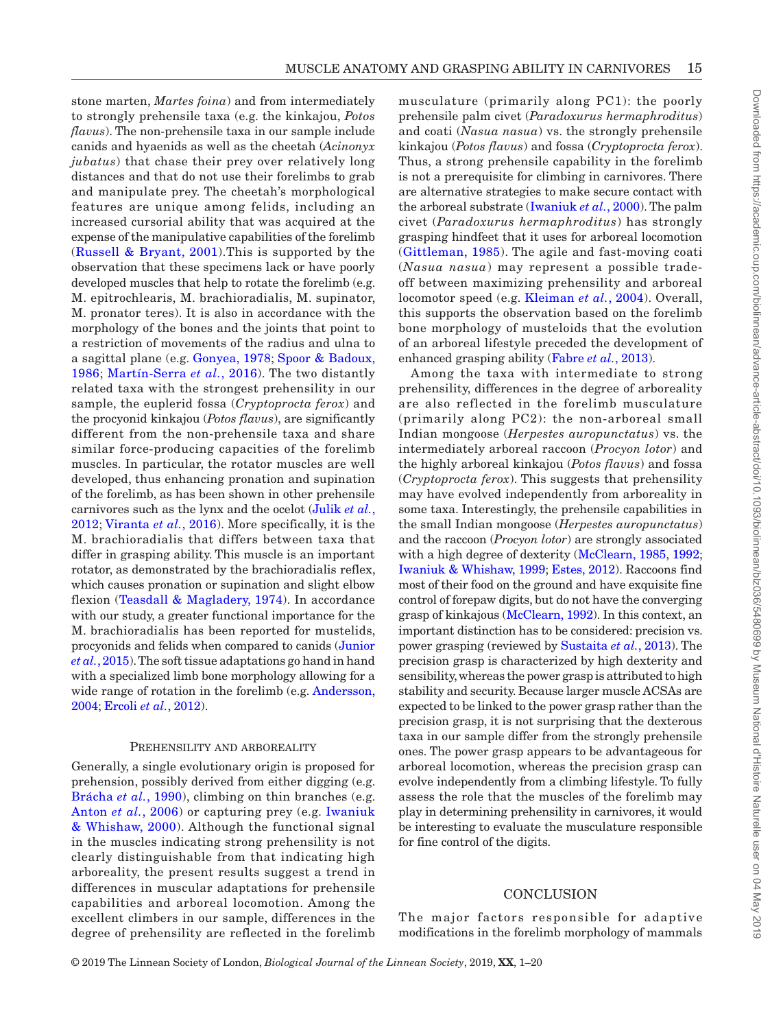stone marten, *Martes foina*) and from intermediately to strongly prehensile taxa (e.g. the kinkajou, *Potos flavus*). The non-prehensile taxa in our sample include canids and hyaenids as well as the cheetah (*Acinonyx jubatus*) that chase their prey over relatively long distances and that do not use their forelimbs to grab and manipulate prey. The cheetah's morphological features are unique among felids, including an increased cursorial ability that was acquired at the expense of the manipulative capabilities of the forelimb (Russell & Bryant, 2001).This is supported by the observation that these specimens lack or have poorly developed muscles that help to rotate the forelimb (e.g. M. epitrochlearis, M. brachioradialis, M. supinator, M. pronator teres). It is also in accordance with the morphology of the bones and the joints that point to a restriction of movements of the radius and ulna to a sagittal plane (e.g. Gonyea, 1978; Spoor & Badoux, 1986; Martín-Serra *et al.*, 2016). The two distantly related taxa with the strongest prehensility in our sample, the euplerid fossa (*Cryptoprocta ferox*) and the procyonid kinkajou (*Potos flavus*), are significantly different from the non-prehensile taxa and share similar force-producing capacities of the forelimb muscles. In particular, the rotator muscles are well developed, thus enhancing pronation and supination of the forelimb, as has been shown in other prehensile carnivores such as the lynx and the ocelot (Julik *et al.*, 2012; Viranta *et al.*, 2016). More specifically, it is the M. brachioradialis that differs between taxa that differ in grasping ability. This muscle is an important rotator, as demonstrated by the brachioradialis reflex, which causes pronation or supination and slight elbow flexion (Teasdall & Magladery, 1974). In accordance with our study, a greater functional importance for the M. brachioradialis has been reported for mustelids, procyonids and felids when compared to canids (Junior *et al.*, 2015). The soft tissue adaptations go hand in hand with a specialized limb bone morphology allowing for a wide range of rotation in the forelimb (e.g. Andersson, 2004; Ercoli *et al.*, 2012).

## Prehensility and arboreality

Generally, a single evolutionary origin is proposed for prehension, possibly derived from either digging (e.g. Brácha *et al.*, 1990), climbing on thin branches (e.g. Anton *et al.*, 2006) or capturing prey (e.g. Iwaniuk & Whishaw, 2000). Although the functional signal in the muscles indicating strong prehensility is not clearly distinguishable from that indicating high arboreality, the present results suggest a trend in differences in muscular adaptations for prehensile capabilities and arboreal locomotion. Among the excellent climbers in our sample, differences in the degree of prehensility are reflected in the forelimb musculature (primarily along PC1): the poorly prehensile palm civet (*Paradoxurus hermaphroditus*) and coati (*Nasua nasua*) vs. the strongly prehensile kinkajou (*Potos flavus*) and fossa (*Cryptoprocta ferox*). Thus, a strong prehensile capability in the forelimb is not a prerequisite for climbing in carnivores. There are alternative strategies to make secure contact with the arboreal substrate (Iwaniuk *et al.*, 2000). The palm civet (*Paradoxurus hermaphroditus*) has strongly grasping hindfeet that it uses for arboreal locomotion (Gittleman, 1985). The agile and fast-moving coati (*Nasua nasua*) may represent a possible trade-off between maximizing prehensility and arboreal locomotor speed (e.g. Kleiman *et al.*, 2004). Overall, this supports the observation based on the forelimb bone morphology of musteloids that the evolution of an arboreal lifestyle preceded the development of enhanced grasping ability (Fabre *et al.*, 2013).

Among the taxa with intermediate to strong prehensility, differences in the degree of arboreality are also reflected in the forelimb musculature (primarily along PC2): the non-arboreal small Indian mongoose (*Herpestes auropunctatus*) vs. the intermediately arboreal raccoon (*Procyon lotor*) and the highly arboreal kinkajou (*Potos flavus*) and fossa (*Cryptoprocta ferox*). This suggests that prehensility may have evolved independently from arboreality in some taxa. Interestingly, the prehensile capabilities in the small Indian mongoose (*Herpestes auropunctatus*) and the raccoon (*Procyon lotor*) are strongly associated with a high degree of dexterity (McClearn, 1985, 1992; Iwaniuk & Whishaw, 1999; Estes, 2012). Raccoons find most of their food on the ground and have exquisite fine control of forepaw digits, but do not have the converging grasp of kinkajous (McClearn, 1992). In this context, an important distinction has to be considered: precision vs. power grasping (reviewed by Sustaita *et al.*, 2013). The precision grasp is characterized by high dexterity and sensibility, whereas the power grasp is attributed to high stability and security. Because larger muscle ACSAs are expected to be linked to the power grasp rather than the precision grasp, it is not surprising that the dexterous taxa in our sample differ from the strongly prehensile ones. The power grasp appears to be advantageous for arboreal locomotion, whereas the precision grasp can evolve independently from a climbing lifestyle. To fully assess the role that the muscles of the forelimb may play in determining prehensility in carnivores, it would be interesting to evaluate the musculature responsible for fine control of the digits.

# CONCLUSION

The major factors responsible for adaptive modifications in the forelimb morphology of mammals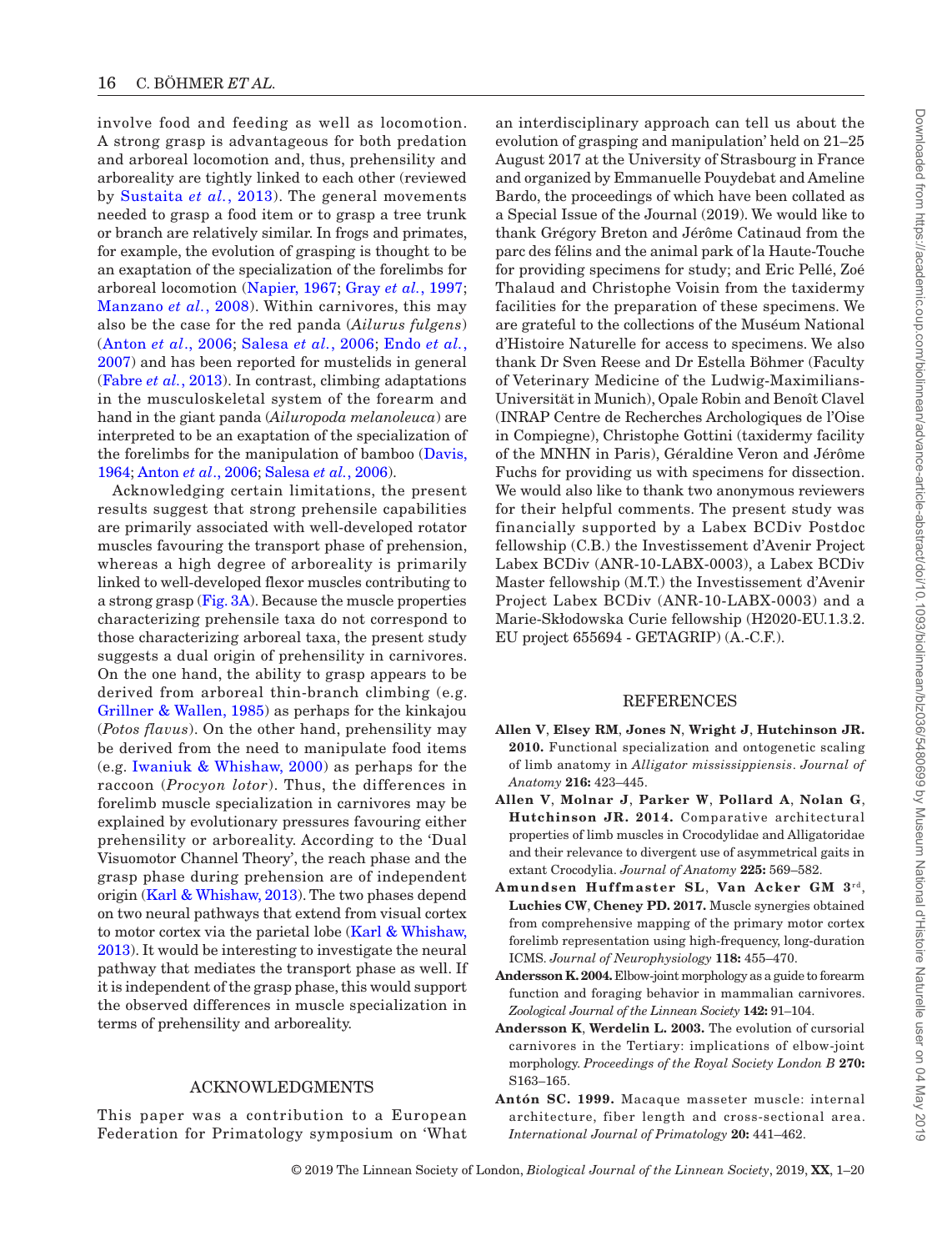involve food and feeding as well as locomotion. A strong grasp is advantageous for both predation and arboreal locomotion and, thus, prehensility and arboreality are tightly linked to each other (reviewed by Sustaita *et al.*, 2013). The general movements needed to grasp a food item or to grasp a tree trunk or branch are relatively similar. In frogs and primates, for example, the evolution of grasping is thought to be an exaptation of the specialization of the forelimbs for arboreal locomotion (Napier, 1967; Gray *et al.*, 1997; Manzano *et al.*, 2008). Within carnivores, this may also be the case for the red panda (*Ailurus fulgens*) (Anton *et al*., 2006; Salesa *et al.*, 2006; Endo *et al.*, 2007) and has been reported for mustelids in general (Fabre *et al.*, 2013). In contrast, climbing adaptations in the musculoskeletal system of the forearm and hand in the giant panda (*Ailuropoda melanoleuca*) are interpreted to be an exaptation of the specialization of the forelimbs for the manipulation of bamboo (Davis, 1964; Anton *et al*., 2006; Salesa *et al.*, 2006).

Acknowledging certain limitations, the present results suggest that strong prehensile capabilities are primarily associated with well-developed rotator muscles favouring the transport phase of prehension, whereas a high degree of arboreality is primarily linked to well-developed flexor muscles contributing to a strong grasp (Fig. 3A). Because the muscle properties characterizing prehensile taxa do not correspond to those characterizing arboreal taxa, the present study suggests a dual origin of prehensility in carnivores. On the one hand, the ability to grasp appears to be derived from arboreal thin-branch climbing (e.g. Grillner & Wallen, 1985) as perhaps for the kinkajou (*Potos flavus*). On the other hand, prehensility may be derived from the need to manipulate food items (e.g. Iwaniuk & Whishaw, 2000) as perhaps for the raccoon (*Procyon lotor*). Thus, the differences in forelimb muscle specialization in carnivores may be explained by evolutionary pressures favouring either prehensility or arboreality. According to the 'Dual Visuomotor Channel Theory', the reach phase and the grasp phase during prehension are of independent origin (Karl & Whishaw, 2013). The two phases depend on two neural pathways that extend from visual cortex to motor cortex via the parietal lobe (Karl & Whishaw, 2013). It would be interesting to investigate the neural pathway that mediates the transport phase as well. If it is independent of the grasp phase, this would support the observed differences in muscle specialization in terms of prehensility and arboreality.

## ACKNOWLEDGMENTS

This paper was a contribution to a European Federation for Primatology symposium on 'What an interdisciplinary approach can tell us about the evolution of grasping and manipulation' held on 21–25 August 2017 at the University of Strasbourg in France and organized by Emmanuelle Pouydebat and Ameline Bardo, the proceedings of which have been collated as a Special Issue of the Journal (2019). We would like to thank Grégory Breton and Jérôme Catinaud from the parc des félins and the animal park of la Haute-Touche for providing specimens for study; and Eric Pellé, Zoé Thalaud and Christophe Voisin from the taxidermy facilities for the preparation of these specimens. We are grateful to the collections of the Muséum National d'Histoire Naturelle for access to specimens. We also thank Dr Sven Reese and Dr Estella Böhmer (Faculty of Veterinary Medicine of the Ludwig-Maximilians-Universität in Munich), Opale Robin and Benoît Clavel (INRAP Centre de Recherches Archologiques de l'Oise in Compiegne), Christophe Gottini (taxidermy facility of the MNHN in Paris), Géraldine Veron and Jérôme Fuchs for providing us with specimens for dissection. We would also like to thank two anonymous reviewers for their helpful comments. The present study was financially supported by a Labex BCDiv Postdoc fellowship (C.B.) the Investissement d'Avenir Project Labex BCDiv (ANR-10-LABX-0003), a Labex BCDiv Master fellowship (M.T.) the Investissement d'Avenir Project Labex BCDiv (ANR-10-LABX-0003) and a Marie-Skłodowska Curie fellowship (H2020-EU.1.3.2. EU project 655694 - GETAGRIP) (A.-C.F.).

## REFERENCES

**Allen V**, **Elsey RM**, **Jones N**, **Wright J**, **Hutchinson JR. 2010.** Functional specialization and ontogenetic scaling of limb anatomy in *Alligator mississippiensis*. *Journal of Anatomy* **216:** 423–445.

**Allen V**, **Molnar J**, **Parker W**, **Pollard A**, **Nolan G**, **Hutchinson JR. 2014.** Comparative architectural properties of limb muscles in Crocodylidae and Alligatoridae and their relevance to divergent use of asymmetrical gaits in extant Crocodylia. *Journal of Anatomy* **225:** 569–582.

**Amundsen Huffmaster SL**, **Van Acker GM 3**rd, **Luchies CW**, **Cheney PD. 2017.** Muscle synergies obtained from comprehensive mapping of the primary motor cortex forelimb representation using high-frequency, long-duration ICMS. *Journal of Neurophysiology* **118:** 455–470.

**Andersson K. 2004.** Elbow-joint morphology as a guide to forearm function and foraging behavior in mammalian carnivores. *Zoological Journal of the Linnean Society* **142:** 91–104.

**Andersson K**, **Werdelin L. 2003.** The evolution of cursorial carnivores in the Tertiary: implications of elbow-joint morphology. *Proceedings of the Royal Society London B* **270:** S163–165.

**Antón SC. 1999.** Macaque masseter muscle: internal architecture, fiber length and cross-sectional area. *International Journal of Primatology* **20:** 441–462.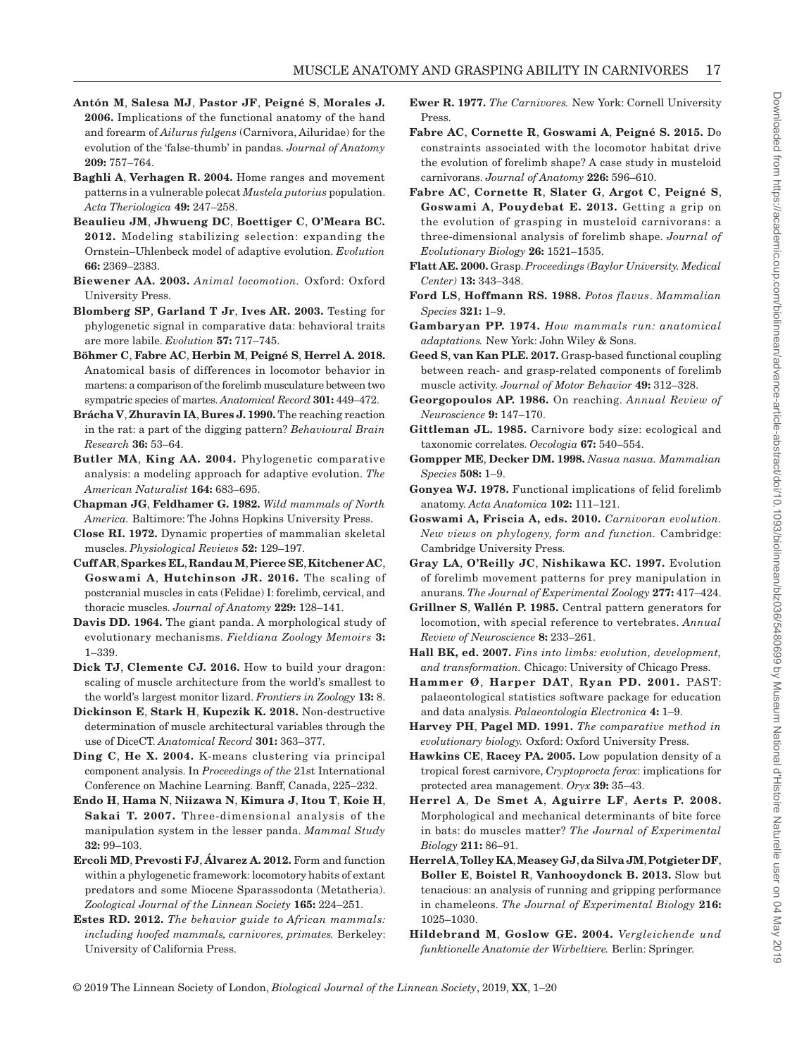**Antón M**, **Salesa MJ**, **Pastor JF**, **Peigné S**, **Morales J. 2006.** Implications of the functional anatomy of the hand and forearm of *Ailurus fulgens* (Carnivora, Ailuridae) for the evolution of the 'false-thumb' in pandas. *Journal of Anatomy* **209:** 757–764.

**Baghli A**, **Verhagen R. 2004.** Home ranges and movement patterns in a vulnerable polecat *Mustela putorius* population. *Acta Theriologica* **49:** 247–258.

**Beaulieu JM**, **Jhwueng DC**, **Boettiger C**, **O'Meara BC. 2012.** Modeling stabilizing selection: expanding the Ornstein–Uhlenbeck model of adaptive evolution. *Evolution* **66:** 2369–2383.

**Biewener AA. 2003.** *Animal locomotion.* Oxford: Oxford University Press.

**Blomberg SP**, **Garland T Jr**, **Ives AR. 2003.** Testing for phylogenetic signal in comparative data: behavioral traits are more labile. *Evolution* **57:** 717–745.

**Böhmer C**, **Fabre AC**, **Herbin M**, **Peigné S**, **Herrel A. 2018.** Anatomical basis of differences in locomotor behavior in martens: a comparison of the forelimb musculature between two sympatric species of martes. *Anatomical Record* **301:** 449–472.

**Brácha V**, **Zhuravin IA**, **Bures J. 1990.** The reaching reaction in the rat: a part of the digging pattern? *Behavioural Brain Research* **36:** 53–64.

**Butler MA**, **King AA. 2004.** Phylogenetic comparative analysis: a modeling approach for adaptive evolution. *The American Naturalist* **164:** 683–695.

**Chapman JG**, **Feldhamer G. 1982.** *Wild mammals of North America.* Baltimore: The Johns Hopkins University Press.

**Close RI. 1972.** Dynamic properties of mammalian skeletal muscles. *Physiological Reviews* **52:** 129–197.

**Cuff AR**, **Sparkes EL**, **Randau M**, **Pierce SE**, **Kitchener AC**, **Goswami A**, **Hutchinson JR. 2016.** The scaling of postcranial muscles in cats (Felidae) I: forelimb, cervical, and thoracic muscles. *Journal of Anatomy* **229:** 128–141.

**Davis DD. 1964.** The giant panda. A morphological study of evolutionary mechanisms. *Fieldiana Zoology Memoirs* **3:** 1–339.

**Dick TJ**, **Clemente CJ. 2016.** How to build your dragon: scaling of muscle architecture from the world's smallest to the world's largest monitor lizard. *Frontiers in Zoology* **13:** 8.

**Dickinson E**, **Stark H**, **Kupczik K. 2018.** Non-destructive determination of muscle architectural variables through the use of DiceCT. *Anatomical Record* **301:** 363–377.

**Ding C**, **He X. 2004.** K-means clustering via principal component analysis. In *Proceedings of the* 21st International Conference on Machine Learning. Banff, Canada, 225–232.

**Endo H**, **Hama N**, **Niizawa N**, **Kimura J**, **Itou T**, **Koie H**, **Sakai T. 2007.** Three-dimensional analysis of the manipulation system in the lesser panda. *Mammal Study* **32:** 99–103.

**Ercoli MD**, **Prevosti FJ**, **Álvarez A. 2012.** Form and function within a phylogenetic framework: locomotory habits of extant predators and some Miocene Sparassodonta (Metatheria). *Zoological Journal of the Linnean Society* **165:** 224–251.

**Estes RD. 2012.** *The behavior guide to African mammals: including hoofed mammals, carnivores, primates.* Berkeley: University of California Press.

**Ewer R. 1977.** *The Carnivores.* New York: Cornell University Press.

**Fabre AC**, **Cornette R**, **Goswami A**, **Peigné S. 2015.** Do constraints associated with the locomotor habitat drive the evolution of forelimb shape? A case study in musteloid carnivorans. *Journal of Anatomy* **226:** 596–610.

**Fabre AC**, **Cornette R**, **Slater G**, **Argot C**, **Peigné S**, **Goswami A**, **Pouydebat E. 2013.** Getting a grip on the evolution of grasping in musteloid carnivorans: a three-dimensional analysis of forelimb shape. *Journal of Evolutionary Biology* **26:** 1521–1535.

**Flatt AE. 2000.** Grasp. *Proceedings (Baylor University. Medical Center)* **13:** 343–348.

**Ford LS**, **Hoffmann RS. 1988.** *Potos flavus*. *Mammalian Species* **321:** 1–9.

**Gambaryan PP. 1974.** *How mammals run: anatomical adaptations.* New York: John Wiley & Sons.

**Geed S**, **van Kan PLE. 2017.** Grasp-based functional coupling between reach- and grasp-related components of forelimb muscle activity. *Journal of Motor Behavior* **49:** 312–328.

**Georgopoulos AP. 1986.** On reaching. *Annual Review of Neuroscience* **9:** 147–170.

**Gittleman JL. 1985.** Carnivore body size: ecological and taxonomic correlates. *Oecologia* **67:** 540–554.

**Gompper ME**, **Decker DM. 1998.** *Nasua nasua. Mammalian Species* **508:** 1–9.

**Gonyea WJ. 1978.** Functional implications of felid forelimb anatomy. *Acta Anatomica* **102:** 111–121.

**Goswami A**, **Friscia A, eds. 2010.** *Carnivoran evolution. New views on phylogeny, form and function.* Cambridge: Cambridge University Press.

**Gray LA**, **O'Reilly JC**, **Nishikawa KC. 1997.** Evolution of forelimb movement patterns for prey manipulation in anurans. *The Journal of Experimental Zoology* **277:** 417–424.

**Grillner S**, **Wallén P. 1985.** Central pattern generators for locomotion, with special reference to vertebrates. *Annual Review of Neuroscience* **8:** 233–261.

**Hall BK, ed. 2007.** *Fins into limbs: evolution, development, and transformation.* Chicago: University of Chicago Press.

**Hammer Ø**, **Harper DAT**, **Ryan PD. 2001.** PAST: palaeontological statistics software package for education and data analysis. *Palaeontologia Electronica* **4:** 1–9.

**Harvey PH**, **Pagel MD. 1991.** *The comparative method in evolutionary biology.* Oxford: Oxford University Press.

**Hawkins CE**, **Racey PA. 2005.** Low population density of a tropical forest carnivore, *Cryptoprocta ferox*: implications for protected area management. *Oryx* **39:** 35–43.

**Herrel A**, **De Smet A**, **Aguirre LF**, **Aerts P. 2008.** Morphological and mechanical determinants of bite force in bats: do muscles matter? *The Journal of Experimental Biology* **211:** 86–91.

**Herrel A**, **Tolley KA**, **Measey GJ**, **da Silva JM**, **Potgieter DF**, **Boller E**, **Boistel R**, **Vanhooydonck B. 2013.** Slow but tenacious: an analysis of running and gripping performance in chameleons. *The Journal of Experimental Biology* **216:** 1025–1030.

**Hildebrand M**, **Goslow GE. 2004.** *Vergleichende und funktionelle Anatomie der Wirbeltiere.* Berlin: Springer.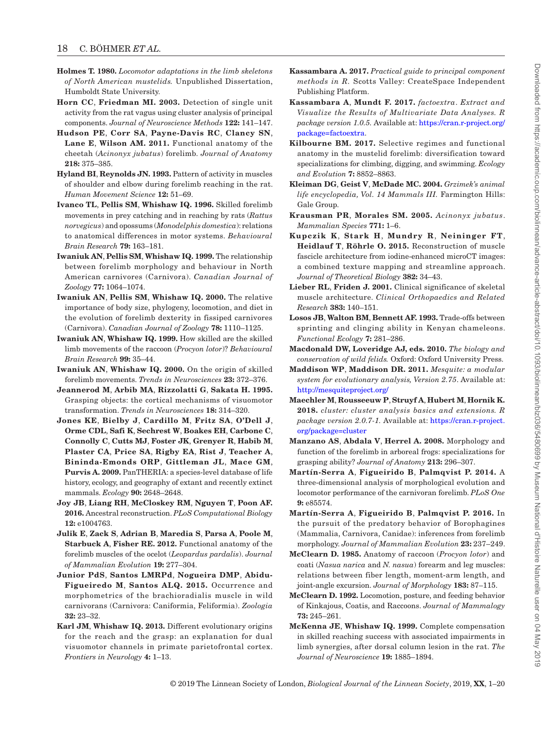**Holmes T. 1980.** *Locomotor adaptations in the limb skeletons of North American mustelids.* Unpublished Dissertation, Humboldt State University.

**Horn CC**, **Friedman MI. 2003.** Detection of single unit activity from the rat vagus using cluster analysis of principal components. *Journal of Neuroscience Methods* **122:** 141–147.

**Hudson PE**, **Corr SA**, **Payne-Davis RC**, **Clancy SN**, **Lane E**, **Wilson AM. 2011.** Functional anatomy of the cheetah (*Acinonyx jubatus*) forelimb. *Journal of Anatomy* **218:** 375–385.

**Hyland BI**, **Reynolds JN. 1993.** Pattern of activity in muscles of shoulder and elbow during forelimb reaching in the rat. *Human Movement Science* **12:** 51–69.

**Ivanco TL**, **Pellis SM**, **Whishaw IQ. 1996.** Skilled forelimb movements in prey catching and in reaching by rats (*Rattus norvegicus*) and opossums (*Monodelphis domestica*): relations to anatomical differences in motor systems. *Behavioural Brain Research* **79:** 163–181.

**Iwaniuk AN**, **Pellis SM**, **Whishaw IQ. 1999.** The relationship between forelimb morphology and behaviour in North American carnivores (Carnivora). *Canadian Journal of Zoology* **77:** 1064–1074.

**Iwaniuk AN**, **Pellis SM**, **Whishaw IQ. 2000.** The relative importance of body size, phylogeny, locomotion, and diet in the evolution of forelimb dexterity in fissiped carnivores (Carnivora). *Canadian Journal of Zoology* **78:** 1110–1125.

**Iwaniuk AN**, **Whishaw IQ. 1999.** How skilled are the skilled limb movements of the raccoon (*Procyon lotor*)? *Behavioural Brain Research* **99:** 35–44.

**Iwaniuk AN**, **Whishaw IQ. 2000.** On the origin of skilled forelimb movements. *Trends in Neurosciences* **23:** 372–376.

**Jeannerod M**, **Arbib MA**, **Rizzolatti G**, **Sakata H. 1995.** Grasping objects: the cortical mechanisms of visuomotor transformation. *Trends in Neurosciences* **18:** 314–320.

**Jones KE**, **Bielby J**, **Cardillo M**, **Fritz SA**, **O'Dell J**, **Orme CDL**, **Safi K**, **Sechrest W**, **Boakes EH**, **Carbone C**, **Connolly C**, **Cutts MJ**, **Foster JK**, **Grenyer R**, **Habib M**, **Plaster CA**, **Price SA**, **Rigby EA**, **Rist J**, **Teacher A**, **Bininda-Emonds ORP**, **Gittleman JL**, **Mace GM**, **Purvis A. 2009.** PanTHERIA: a species-level database of life history, ecology, and geography of extant and recently extinct mammals. *Ecology* **90:** 2648–2648.

**Joy JB**, **Liang RH**, **McCloskey RM**, **Nguyen T**, **Poon AF. 2016.** Ancestral reconstruction. *PLoS Computational Biology* **12:** e1004763.

**Julik E**, **Zack S**, **Adrian B**, **Maredia S**, **Parsa A**, **Poole M**, **Starbuck A**, **Fisher RE. 2012.** Functional anatomy of the forelimb muscles of the ocelot (*Leopardus pardalis*). *Journal of Mammalian Evolution* **19:** 277–304.

**Junior PdS**, **Santos LMRPd**, **Nogueira DMP**, **Abidu-Figueiredo M**, **Santos ALQ. 2015.** Occurrence and morphometrics of the brachioradialis muscle in wild carnivorans (Carnivora: Caniformia, Feliformia). *Zoologia* **32:** 23–32.

**Karl JM**, **Whishaw IQ. 2013.** Different evolutionary origins for the reach and the grasp: an explanation for dual visuomotor channels in primate parietofrontal cortex. *Frontiers in Neurology* **4:** 1–13.

**Kassambara A. 2017.** *Practical guide to principal component methods in R.* Scotts Valley: CreateSpace Independent Publishing Platform.

**Kassambara A**, **Mundt F. 2017.** *factoextra. Extract and Visualize the Results of Multivariate Data Analyses. R package version 1.0.5.* Available at: https://cran.r-project.org/package=factoextra.

**Kilbourne BM. 2017.** Selective regimes and functional anatomy in the mustelid forelimb: diversification toward specializations for climbing, digging, and swimming. *Ecology and Evolution* **7:** 8852–8863.

**Kleiman DG**, **Geist V**, **McDade MC. 2004.** *Grzimek's animal life encyclopedia, Vol. 14 Mammals III.* Farmington Hills: Gale Group.

**Krausman PR**, **Morales SM. 2005.** *Acinonyx jubatus*. *Mammalian Species* **771:** 1–6.

**Kupczik K**, **Stark H**, **Mundry R**, **Neininger FT**, **Heidlauf T**, **Röhrle O. 2015.** Reconstruction of muscle fascicle architecture from iodine-enhanced microCT images: a combined texture mapping and streamline approach. *Journal of Theoretical Biology* **382:** 34–43.

**Lieber RL**, **Friden J. 2001.** Clinical significance of skeletal muscle architecture. *Clinical Orthopaedics and Related Research* **383:** 140–151.

**Losos JB**, **Walton BM**, **Bennett AF. 1993.** Trade-offs between sprinting and clinging ability in Kenyan chameleons. *Functional Ecology* **7:** 281–286.

**Macdonald DW**, **Loveridge AJ, eds. 2010.** *The biology and conservation of wild felids.* Oxford: Oxford University Press.

**Maddison WP**, **Maddison DR. 2011.** *Mesquite: a modular system for evolutionary analysis, Version 2.75*. Available at: http://mesquiteproject.org/

**Maechler M**, **Rousseeuw P**, **Struyf A**, **Hubert M**, **Hornik K. 2018.** *cluster: cluster analysis basics and extensions. R package version 2.0.7-1.* Available at: https://cran.r-project.org/package=cluster

**Manzano AS**, **Abdala V**, **Herrel A. 2008.** Morphology and function of the forelimb in arboreal frogs: specializations for grasping ability? *Journal of Anatomy* **213:** 296–307.

**Martín-Serra A**, **Figueirido B**, **Palmqvist P. 2014.** A three-dimensional analysis of morphological evolution and locomotor performance of the carnivoran forelimb. *PLoS One* **9:** e85574.

**Martín-Serra A**, **Figueirido B**, **Palmqvist P. 2016.** In the pursuit of the predatory behavior of Borophagines (Mammalia, Carnivora, Canidae): inferences from forelimb morphology. *Journal of Mammalian Evolution* **23:** 237–249.

**McClearn D. 1985.** Anatomy of raccoon (*Procyon lotor*) and coati (*Nasua narica* and *N. nasua*) forearm and leg muscles: relations between fiber length, moment-arm length, and joint-angle excursion. *Journal of Morphology* **183:** 87–115.

**McClearn D. 1992.** Locomotion, posture, and feeding behavior of Kinkajous, Coatis, and Raccoons. *Journal of Mammalogy* **73:** 245–261.

**McKenna JE**, **Whishaw IQ. 1999.** Complete compensation in skilled reaching success with associated impairments in limb synergies, after dorsal column lesion in the rat. *The Journal of Neuroscience* **19:** 1885–1894.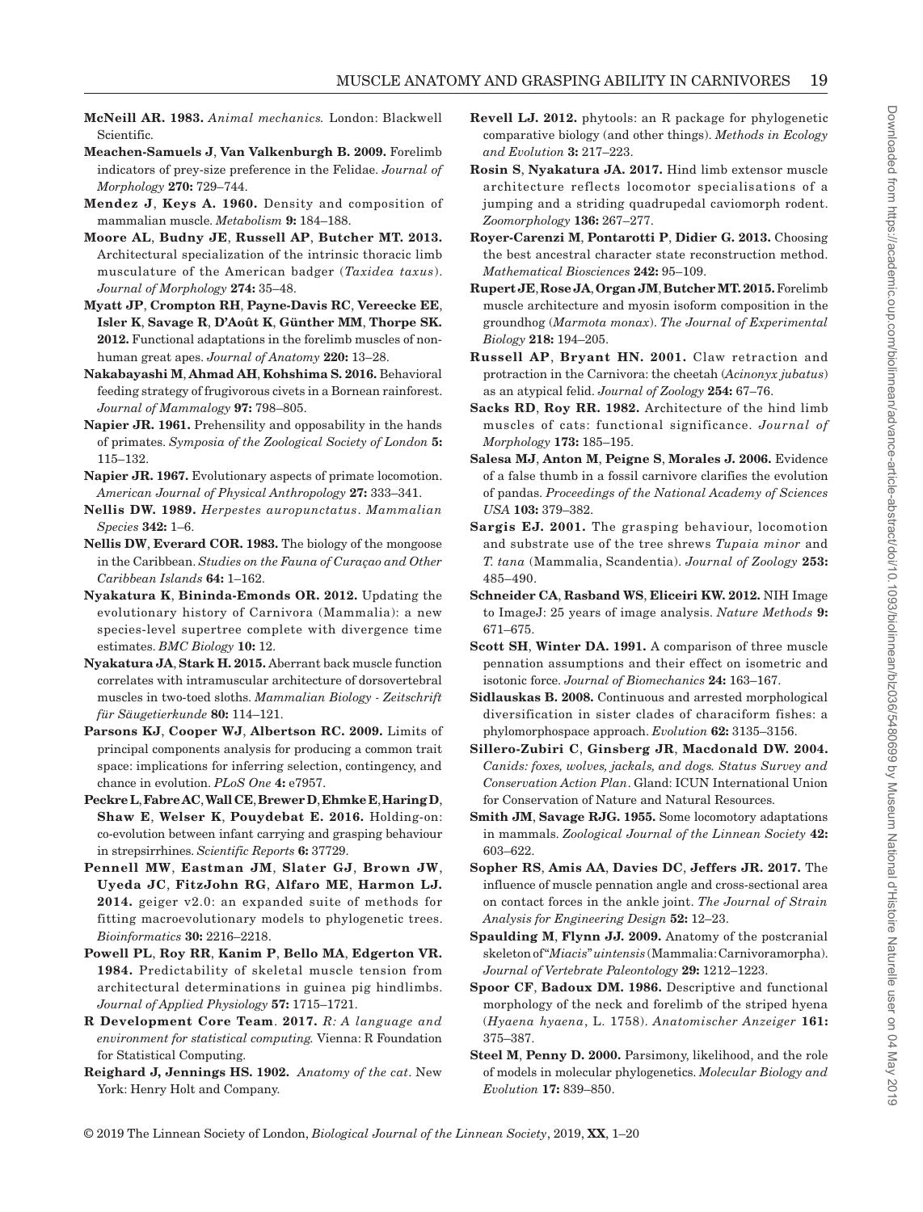**McNeill AR. 1983.** *Animal mechanics.* London: Blackwell Scientific.

**Meachen-Samuels J**, **Van Valkenburgh B. 2009.** Forelimb indicators of prey-size preference in the Felidae. *Journal of Morphology* **270:** 729–744.

**Mendez J**, **Keys A. 1960.** Density and composition of mammalian muscle. *Metabolism* **9:** 184–188.

**Moore AL**, **Budny JE**, **Russell AP**, **Butcher MT. 2013.** Architectural specialization of the intrinsic thoracic limb musculature of the American badger (*Taxidea taxus*). *Journal of Morphology* **274:** 35–48.

**Myatt JP**, **Crompton RH**, **Payne-Davis RC**, **Vereecke EE**, **Isler K**, **Savage R**, **D'Août K**, **Günther MM**, **Thorpe SK. 2012.** Functional adaptations in the forelimb muscles of non-human great apes. *Journal of Anatomy* **220:** 13–28.

**Nakabayashi M**, **Ahmad AH**, **Kohshima S. 2016.** Behavioral feeding strategy of frugivorous civets in a Bornean rainforest. *Journal of Mammalogy* **97:** 798–805.

**Napier JR. 1961.** Prehensility and opposability in the hands of primates. *Symposia of the Zoological Society of London* **5:** 115–132.

**Napier JR. 1967.** Evolutionary aspects of primate locomotion. *American Journal of Physical Anthropology* **27:** 333–341.

**Nellis DW. 1989.** *Herpestes auropunctatus*. *Mammalian Species* **342:** 1–6.

**Nellis DW**, **Everard COR. 1983.** The biology of the mongoose in the Caribbean. *Studies on the Fauna of Curaçao and Other Caribbean Islands* **64:** 1–162.

**Nyakatura K**, **Bininda-Emonds OR. 2012.** Updating the evolutionary history of Carnivora (Mammalia): a new species-level supertree complete with divergence time estimates. *BMC Biology* **10:** 12.

**Nyakatura JA**, **Stark H. 2015.** Aberrant back muscle function correlates with intramuscular architecture of dorsovertebral muscles in two-toed sloths. *Mammalian Biology - Zeitschrift für Säugetierkunde* **80:** 114–121.

**Parsons KJ**, **Cooper WJ**, **Albertson RC. 2009.** Limits of principal components analysis for producing a common trait space: implications for inferring selection, contingency, and chance in evolution. *PLoS One* **4:** e7957.

**Peckre L**, **Fabre AC**, **Wall CE**, **Brewer D**, **Ehmke E**, **Haring D**, **Shaw E**, **Welser K**, **Pouydebat E. 2016.** Holding-on: co-evolution between infant carrying and grasping behaviour in strepsirrhines. *Scientific Reports* **6:** 37729.

**Pennell MW**, **Eastman JM**, **Slater GJ**, **Brown JW**, **Uyeda JC**, **FitzJohn RG**, **Alfaro ME**, **Harmon LJ. 2014.** geiger v2.0: an expanded suite of methods for fitting macroevolutionary models to phylogenetic trees. *Bioinformatics* **30:** 2216–2218.

**Powell PL**, **Roy RR**, **Kanim P**, **Bello MA**, **Edgerton VR. 1984.** Predictability of skeletal muscle tension from architectural determinations in guinea pig hindlimbs. *Journal of Applied Physiology* **57:** 1715–1721.

**R Development Core Team**. **2017.** *R: A language and environment for statistical computing.* Vienna: R Foundation for Statistical Computing.

**Reighard J, Jennings HS. 1902.** *Anatomy of the cat*. New York: Henry Holt and Company.

**Revell LJ. 2012.** phytools: an R package for phylogenetic comparative biology (and other things). *Methods in Ecology and Evolution* **3:** 217–223.

**Rosin S**, **Nyakatura JA. 2017.** Hind limb extensor muscle architecture reflects locomotor specialisations of a jumping and a striding quadrupedal caviomorph rodent. *Zoomorphology* **136:** 267–277.

**Royer-Carenzi M**, **Pontarotti P**, **Didier G. 2013.** Choosing the best ancestral character state reconstruction method. *Mathematical Biosciences* **242:** 95–109.

**Rupert JE**, **Rose JA**, **Organ JM**, **Butcher MT. 2015.** Forelimb muscle architecture and myosin isoform composition in the groundhog (*Marmota monax*). *The Journal of Experimental Biology* **218:** 194–205.

**Russell AP**, **Bryant HN. 2001.** Claw retraction and protraction in the Carnivora: the cheetah (*Acinonyx jubatus*) as an atypical felid. *Journal of Zoology* **254:** 67–76.

**Sacks RD**, **Roy RR. 1982.** Architecture of the hind limb muscles of cats: functional significance. *Journal of Morphology* **173:** 185–195.

**Salesa MJ**, **Anton M**, **Peigne S**, **Morales J. 2006.** Evidence of a false thumb in a fossil carnivore clarifies the evolution of pandas. *Proceedings of the National Academy of Sciences USA* **103:** 379–382.

**Sargis EJ. 2001.** The grasping behaviour, locomotion and substrate use of the tree shrews *Tupaia minor* and *T. tana* (Mammalia, Scandentia). *Journal of Zoology* **253:** 485–490.

**Schneider CA**, **Rasband WS**, **Eliceiri KW. 2012.** NIH Image to ImageJ: 25 years of image analysis. *Nature Methods* **9:** 671–675.

**Scott SH**, **Winter DA. 1991.** A comparison of three muscle pennation assumptions and their effect on isometric and isotonic force. *Journal of Biomechanics* **24:** 163–167.

**Sidlauskas B. 2008.** Continuous and arrested morphological diversification in sister clades of characiform fishes: a phylomorphospace approach. *Evolution* **62:** 3135–3156.

**Sillero-Zubiri C**, **Ginsberg JR**, **Macdonald DW. 2004.** *Canids: foxes, wolves, jackals, and dogs. Status Survey and Conservation Action Plan*. Gland: ICUN International Union for Conservation of Nature and Natural Resources.

**Smith JM**, **Savage RJG. 1955.** Some locomotory adaptations in mammals. *Zoological Journal of the Linnean Society* **42:** 603–622.

**Sopher RS**, **Amis AA**, **Davies DC**, **Jeffers JR. 2017.** The influence of muscle pennation angle and cross-sectional area on contact forces in the ankle joint. *The Journal of Strain Analysis for Engineering Design* **52:** 12–23.

**Spaulding M**, **Flynn JJ. 2009.** Anatomy of the postcranial skeleton of "*Miacis*" *uintensis* (Mammalia: Carnivoramorpha). *Journal of Vertebrate Paleontology* **29:** 1212–1223.

**Spoor CF**, **Badoux DM. 1986.** Descriptive and functional morphology of the neck and forelimb of the striped hyena (*Hyaena hyaena*, L. 1758). *Anatomischer Anzeiger* **161:** 375–387.

**Steel M**, **Penny D. 2000.** Parsimony, likelihood, and the role of models in molecular phylogenetics. *Molecular Biology and Evolution* **17:** 839–850.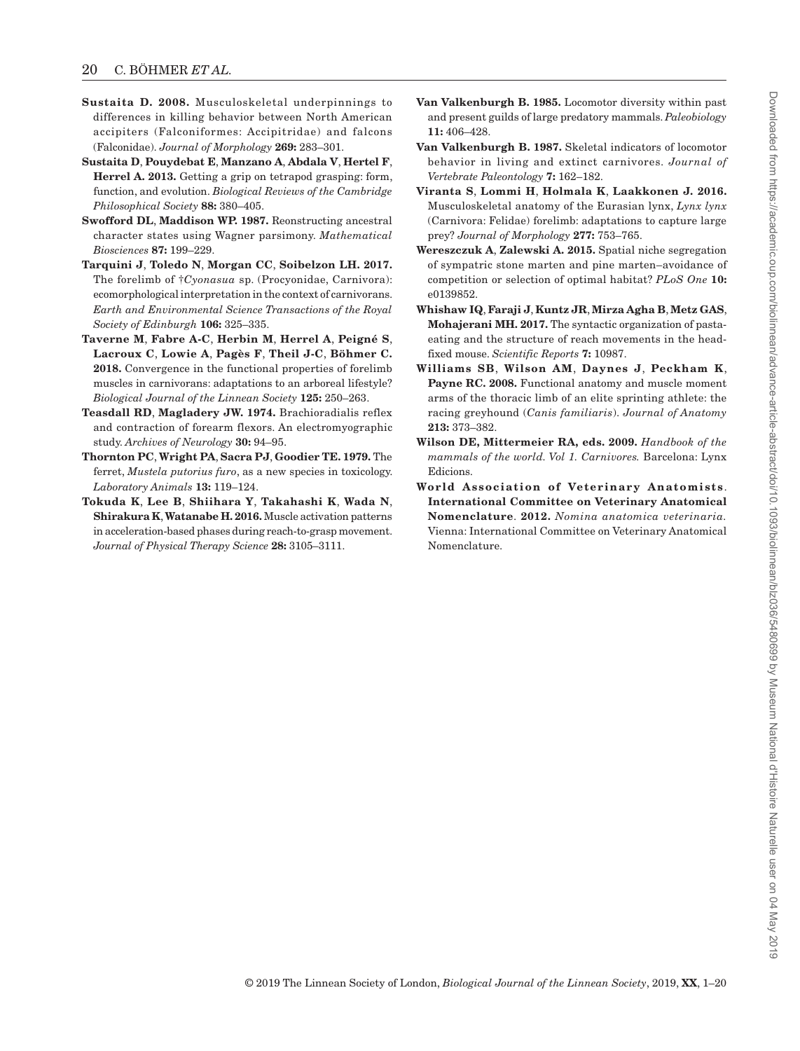**Sustaita D. 2008.** Musculoskeletal underpinnings to differences in killing behavior between North American accipiters (Falconiformes: Accipitridae) and falcons (Falconidae). *Journal of Morphology* **269:** 283–301.

**Sustaita D**, **Pouydebat E**, **Manzano A**, **Abdala V**, **Hertel F**, **Herrel A. 2013.** Getting a grip on tetrapod grasping: form, function, and evolution. *Biological Reviews of the Cambridge Philosophical Society* **88:** 380–405.

**Swofford DL**, **Maddison WP. 1987.** Reonstructing ancestral character states using Wagner parsimony. *Mathematical Biosciences* **87:** 199–229.

**Tarquini J**, **Toledo N**, **Morgan CC**, **Soibelzon LH. 2017.** The forelimb of †*Cyonasua* sp. (Procyonidae, Carnivora): ecomorphological interpretation in the context of carnivorans. *Earth and Environmental Science Transactions of the Royal Society of Edinburgh* **106:** 325–335.

**Taverne M**, **Fabre A-C**, **Herbin M**, **Herrel A**, **Peigné S**, **Lacroux C**, **Lowie A**, **Pagès F**, **Theil J-C**, **Böhmer C. 2018.** Convergence in the functional properties of forelimb muscles in carnivorans: adaptations to an arboreal lifestyle? *Biological Journal of the Linnean Society* **125:** 250–263.

**Teasdall RD**, **Magladery JW. 1974.** Brachioradialis reflex and contraction of forearm flexors. An electromyographic study. *Archives of Neurology* **30:** 94–95.

**Thornton PC**, **Wright PA**, **Sacra PJ**, **Goodier TE. 1979.** The ferret, *Mustela putorius furo*, as a new species in toxicology. *Laboratory Animals* **13:** 119–124.

**Tokuda K**, **Lee B**, **Shiihara Y**, **Takahashi K**, **Wada N**, **Shirakura K**, **Watanabe H. 2016.** Muscle activation patterns in acceleration-based phases during reach-to-grasp movement. *Journal of Physical Therapy Science* **28:** 3105–3111.

**Van Valkenburgh B. 1985.** Locomotor diversity within past and present guilds of large predatory mammals. *Paleobiology* **11:** 406–428.

**Van Valkenburgh B. 1987.** Skeletal indicators of locomotor behavior in living and extinct carnivores. *Journal of Vertebrate Paleontology* **7:** 162–182.

**Viranta S**, **Lommi H**, **Holmala K**, **Laakkonen J. 2016.** Musculoskeletal anatomy of the Eurasian lynx, *Lynx lynx* (Carnivora: Felidae) forelimb: adaptations to capture large prey? *Journal of Morphology* **277:** 753–765.

**Wereszczuk A**, **Zalewski A. 2015.** Spatial niche segregation of sympatric stone marten and pine marten–avoidance of competition or selection of optimal habitat? *PLoS One* **10:** e0139852.

**Whishaw IQ**, **Faraji J**, **Kuntz JR**, **Mirza Agha B**, **Metz GAS**, **Mohajerani MH. 2017.** The syntactic organization of pasta-eating and the structure of reach movements in the head-fixed mouse. *Scientific Reports* **7:** 10987.

**Williams SB**, **Wilson AM**, **Daynes J**, **Peckham K**, **Payne RC. 2008.** Functional anatomy and muscle moment arms of the thoracic limb of an elite sprinting athlete: the racing greyhound (*Canis familiaris*). *Journal of Anatomy* **213:** 373–382.

**Wilson DE, Mittermeier RA, eds. 2009.** *Handbook of the mammals of the world. Vol 1. Carnivores.* Barcelona: Lynx Edicions.

**World Association of Veterinary Anatomists**. **International Committee on Veterinary Anatomical Nomenclature**. **2012.** *Nomina anatomica veterinaria*. Vienna: International Committee on Veterinary Anatomical Nomenclature.